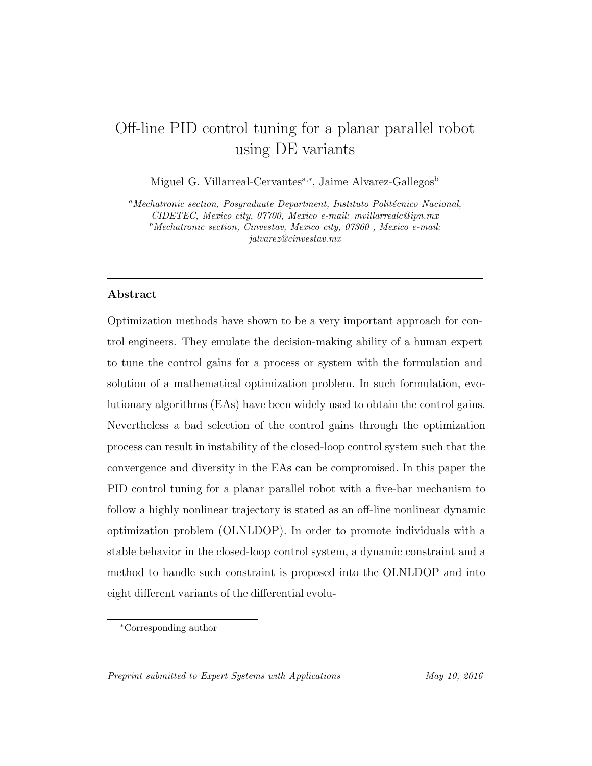# Off-line PID control tuning for a planar parallel robot using DE variants

Miguel G. Villarreal-Cervantes[a,*], Jaime Alvarez-Gallegos[b]

[a] *Mechatronic section, Posgraduate Department, Instituto Politécnico Nacional, CIDETEC, Mexico city, 07700, Mexico e-mail: mvillarrealc@ipn.mx*
[b] *Mechatronic section, Cinvestav, Mexico city, 07360 , Mexico e-mail: jalvarez@cinvestav.mx*

---

## Abstract

Optimization methods have shown to be a very important approach for control engineers. They emulate the decision-making ability of a human expert to tune the control gains for a process or system with the formulation and solution of a mathematical optimization problem. In such formulation, evolutionary algorithms (EAs) have been widely used to obtain the control gains. Nevertheless a bad selection of the control gains through the optimization process can result in instability of the closed-loop control system such that the convergence and diversity in the EAs can be compromised. In this paper the PID control tuning for a planar parallel robot with a five-bar mechanism to follow a highly nonlinear trajectory is stated as an off-line nonlinear dynamic optimization problem (OLNLDOP). In order to promote individuals with a stable behavior in the closed-loop control system, a dynamic constraint and a method to handle such constraint is proposed into the OLNLDOP and into eight different variants of the differential evolu-

---

*Corresponding author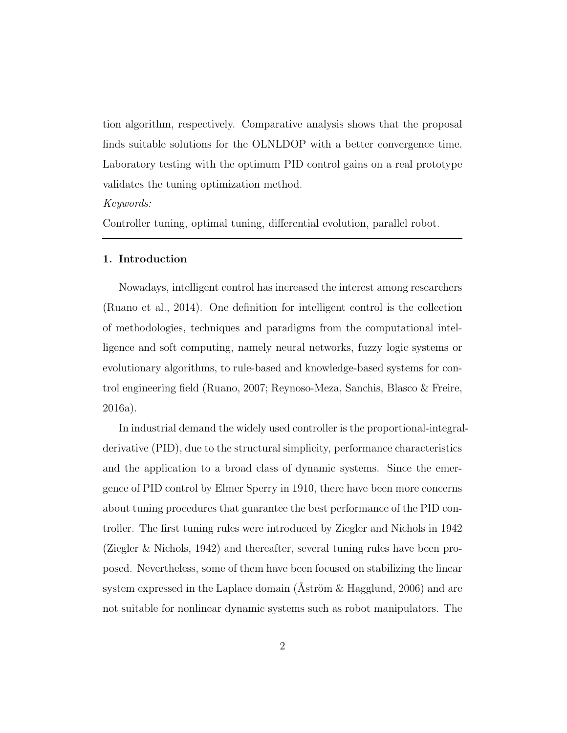tion algorithm, respectively. Comparative analysis shows that the proposal finds suitable solutions for the OLNLDOP with a better convergence time. Laboratory testing with the optimum PID control gains on a real prototype validates the tuning optimization method.

*Keywords:*

Controller tuning, optimal tuning, differential evolution, parallel robot.

---

## 1. Introduction

Nowadays, intelligent control has increased the interest among researchers (Ruano et al., 2014). One definition for intelligent control is the collection of methodologies, techniques and paradigms from the computational intelligence and soft computing, namely neural networks, fuzzy logic systems or evolutionary algorithms, to rule-based and knowledge-based systems for control engineering field (Ruano, 2007; Reynoso-Meza, Sanchis, Blasco & Freire, 2016a).

In industrial demand the widely used controller is the proportional-integral-derivative (PID), due to the structural simplicity, performance characteristics and the application to a broad class of dynamic systems. Since the emergence of PID control by Elmer Sperry in 1910, there have been more concerns about tuning procedures that guarantee the best performance of the PID controller. The first tuning rules were introduced by Ziegler and Nichols in 1942 (Ziegler & Nichols, 1942) and thereafter, several tuning rules have been proposed. Nevertheless, some of them have been focused on stabilizing the linear system expressed in the Laplace domain (Åström & Hagglund, 2006) and are not suitable for nonlinear dynamic systems such as robot manipulators. The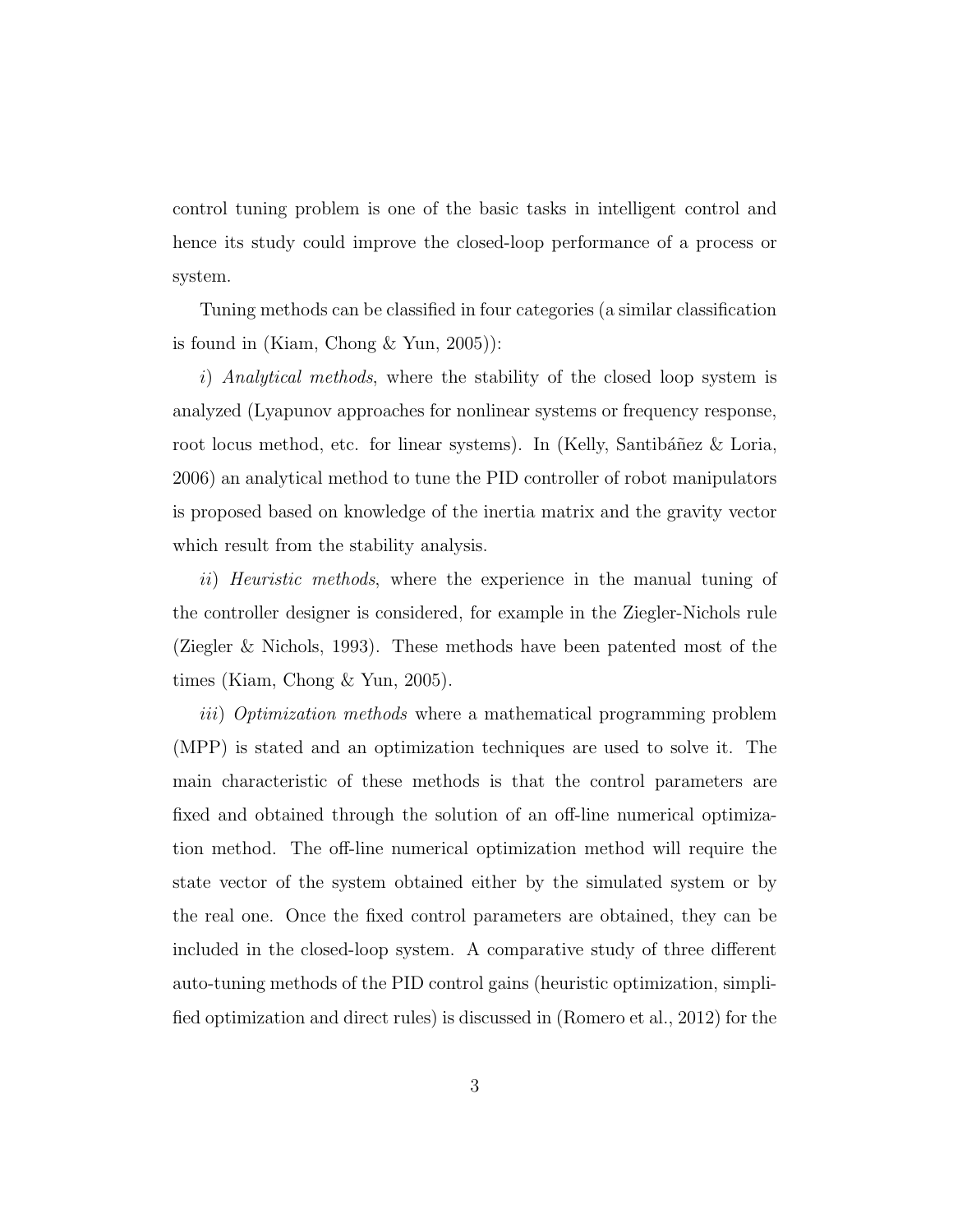control tuning problem is one of the basic tasks in intelligent control and hence its study could improve the closed-loop performance of a process or system.

Tuning methods can be classified in four categories (a similar classification is found in (Kiam, Chong & Yun, 2005)):

*i*) *Analytical methods*, where the stability of the closed loop system is analyzed (Lyapunov approaches for nonlinear systems or frequency response, root locus method, etc. for linear systems). In (Kelly, Santibáñez & Loria, 2006) an analytical method to tune the PID controller of robot manipulators is proposed based on knowledge of the inertia matrix and the gravity vector which result from the stability analysis.

*ii*) *Heuristic methods*, where the experience in the manual tuning of the controller designer is considered, for example in the Ziegler-Nichols rule (Ziegler & Nichols, 1993). These methods have been patented most of the times (Kiam, Chong & Yun, 2005).

*iii*) *Optimization methods* where a mathematical programming problem (MPP) is stated and an optimization techniques are used to solve it. The main characteristic of these methods is that the control parameters are fixed and obtained through the solution of an off-line numerical optimization method. The off-line numerical optimization method will require the state vector of the system obtained either by the simulated system or by the real one. Once the fixed control parameters are obtained, they can be included in the closed-loop system. A comparative study of three different auto-tuning methods of the PID control gains (heuristic optimization, simplified optimization and direct rules) is discussed in (Romero et al., 2012) for the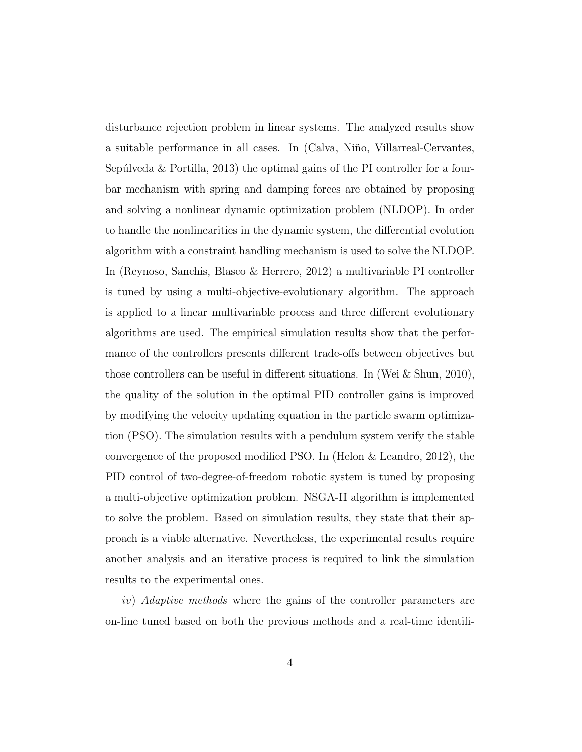disturbance rejection problem in linear systems. The analyzed results show a suitable performance in all cases. In (Calva, Niño, Villarreal-Cervantes, Sepúlveda & Portilla, 2013) the optimal gains of the PI controller for a four-bar mechanism with spring and damping forces are obtained by proposing and solving a nonlinear dynamic optimization problem (NLDOP). In order to handle the nonlinearities in the dynamic system, the differential evolution algorithm with a constraint handling mechanism is used to solve the NLDOP. In (Reynoso, Sanchis, Blasco & Herrero, 2012) a multivariable PI controller is tuned by using a multi-objective-evolutionary algorithm. The approach is applied to a linear multivariable process and three different evolutionary algorithms are used. The empirical simulation results show that the performance of the controllers presents different trade-offs between objectives but those controllers can be useful in different situations. In (Wei & Shun, 2010), the quality of the solution in the optimal PID controller gains is improved by modifying the velocity updating equation in the particle swarm optimization (PSO). The simulation results with a pendulum system verify the stable convergence of the proposed modified PSO. In (Helon & Leandro, 2012), the PID control of two-degree-of-freedom robotic system is tuned by proposing a multi-objective optimization problem. NSGA-II algorithm is implemented to solve the problem. Based on simulation results, they state that their approach is a viable alternative. Nevertheless, the experimental results require another analysis and an iterative process is required to link the simulation results to the experimental ones.

*iv*) *Adaptive methods* where the gains of the controller parameters are on-line tuned based on both the previous methods and a real-time identifi-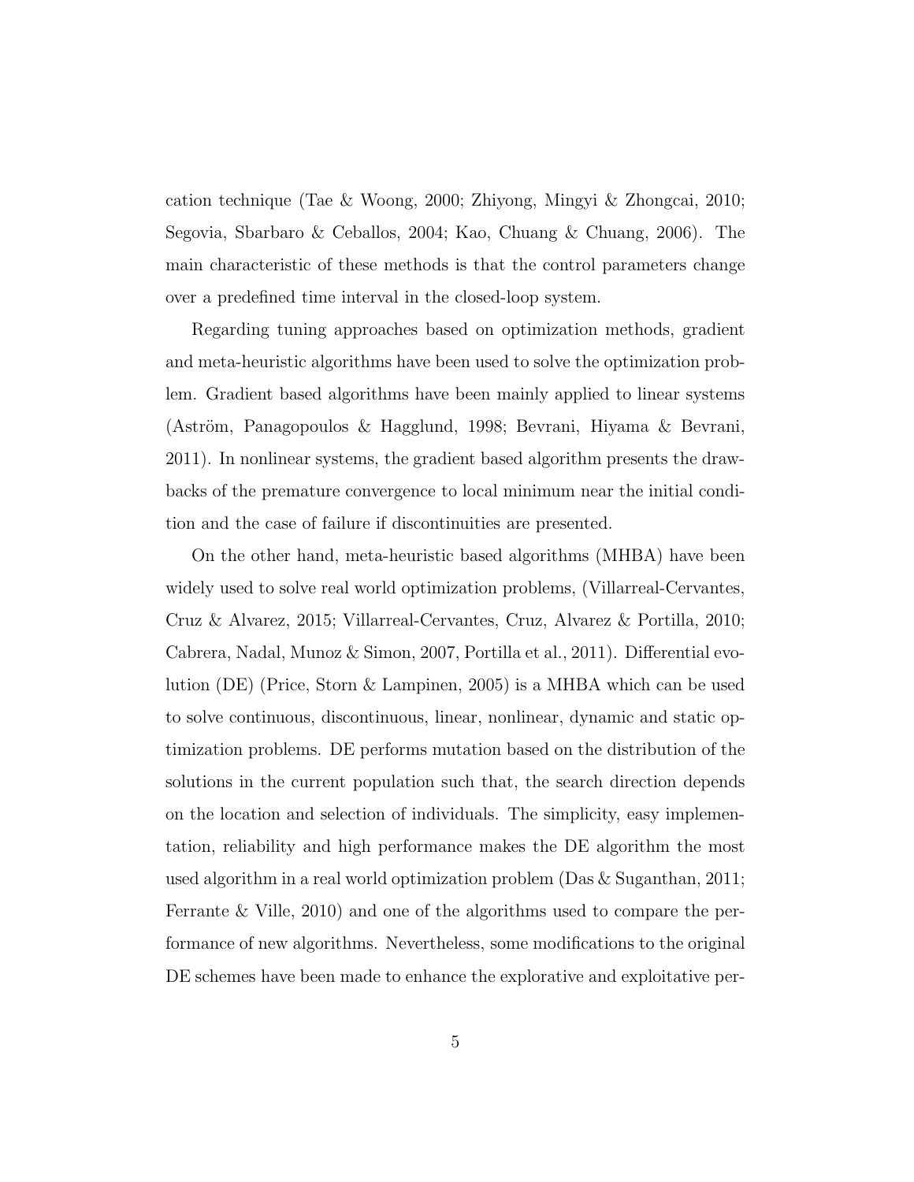cation technique (Tae & Woong, 2000; Zhiyong, Mingyi & Zhongcai, 2010; Segovia, Sbarbaro & Ceballos, 2004; Kao, Chuang & Chuang, 2006). The main characteristic of these methods is that the control parameters change over a predefined time interval in the closed-loop system.

Regarding tuning approaches based on optimization methods, gradient and meta-heuristic algorithms have been used to solve the optimization problem. Gradient based algorithms have been mainly applied to linear systems (Aström, Panagopoulos & Hagglund, 1998; Bevrani, Hiyama & Bevrani, 2011). In nonlinear systems, the gradient based algorithm presents the drawbacks of the premature convergence to local minimum near the initial condition and the case of failure if discontinuities are presented.

On the other hand, meta-heuristic based algorithms (MHBA) have been widely used to solve real world optimization problems, (Villarreal-Cervantes, Cruz & Alvarez, 2015; Villarreal-Cervantes, Cruz, Alvarez & Portilla, 2010; Cabrera, Nadal, Munoz & Simon, 2007, Portilla et al., 2011). Differential evolution (DE) (Price, Storn & Lampinen, 2005) is a MHBA which can be used to solve continuous, discontinuous, linear, nonlinear, dynamic and static optimization problems. DE performs mutation based on the distribution of the solutions in the current population such that, the search direction depends on the location and selection of individuals. The simplicity, easy implementation, reliability and high performance makes the DE algorithm the most used algorithm in a real world optimization problem (Das & Suganthan, 2011; Ferrante & Ville, 2010) and one of the algorithms used to compare the performance of new algorithms. Nevertheless, some modifications to the original DE schemes have been made to enhance the explorative and exploitative per-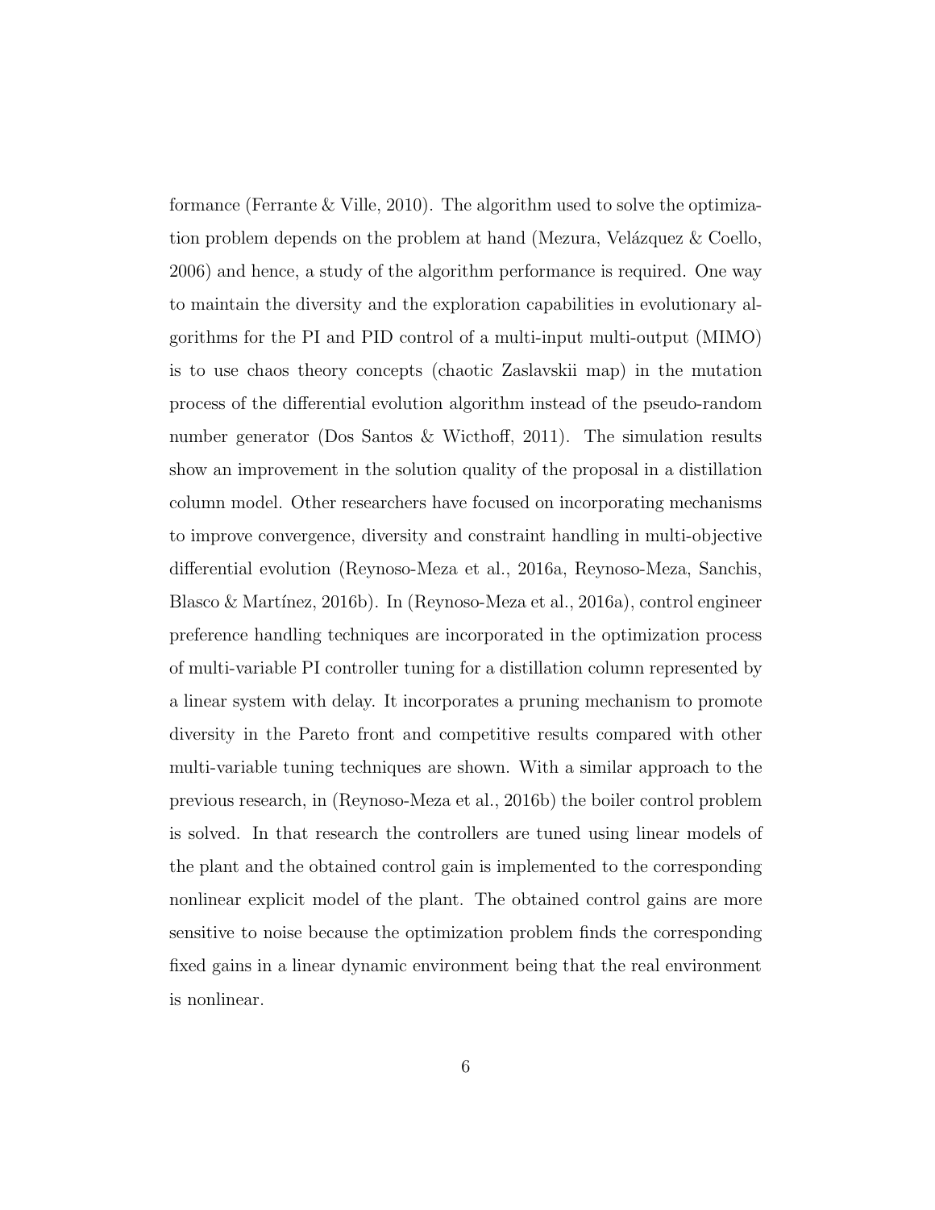formance (Ferrante & Ville, 2010). The algorithm used to solve the optimization problem depends on the problem at hand (Mezura, Velázquez & Coello, 2006) and hence, a study of the algorithm performance is required. One way to maintain the diversity and the exploration capabilities in evolutionary algorithms for the PI and PID control of a multi-input multi-output (MIMO) is to use chaos theory concepts (chaotic Zaslavskii map) in the mutation process of the differential evolution algorithm instead of the pseudo-random number generator (Dos Santos & Wicthoff, 2011). The simulation results show an improvement in the solution quality of the proposal in a distillation column model. Other researchers have focused on incorporating mechanisms to improve convergence, diversity and constraint handling in multi-objective differential evolution (Reynoso-Meza et al., 2016a, Reynoso-Meza, Sanchis, Blasco & Martínez, 2016b). In (Reynoso-Meza et al., 2016a), control engineer preference handling techniques are incorporated in the optimization process of multi-variable PI controller tuning for a distillation column represented by a linear system with delay. It incorporates a pruning mechanism to promote diversity in the Pareto front and competitive results compared with other multi-variable tuning techniques are shown. With a similar approach to the previous research, in (Reynoso-Meza et al., 2016b) the boiler control problem is solved. In that research the controllers are tuned using linear models of the plant and the obtained control gain is implemented to the corresponding nonlinear explicit model of the plant. The obtained control gains are more sensitive to noise because the optimization problem finds the corresponding fixed gains in a linear dynamic environment being that the real environment is nonlinear.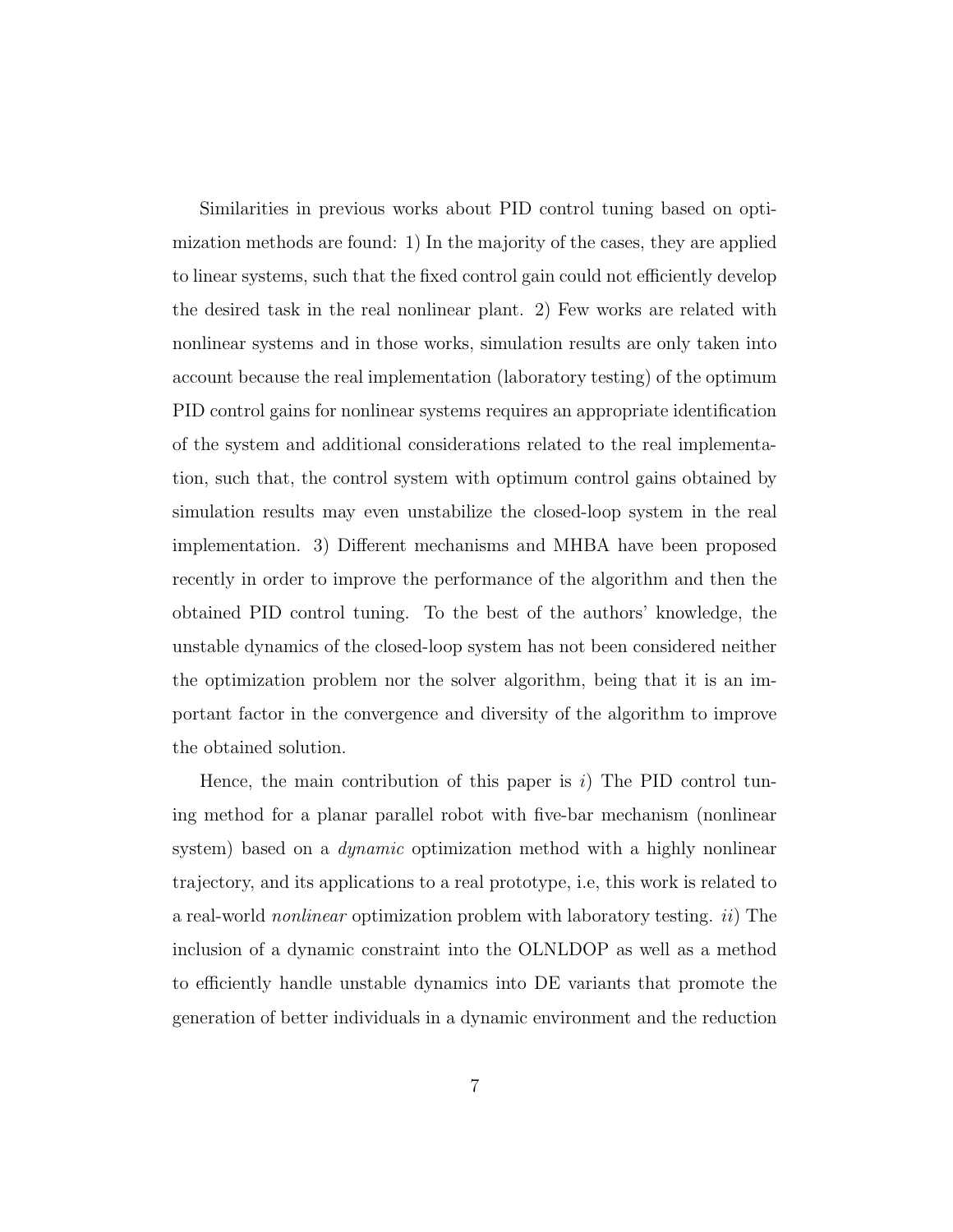Similarities in previous works about PID control tuning based on optimization methods are found: 1) In the majority of the cases, they are applied to linear systems, such that the fixed control gain could not efficiently develop the desired task in the real nonlinear plant. 2) Few works are related with nonlinear systems and in those works, simulation results are only taken into account because the real implementation (laboratory testing) of the optimum PID control gains for nonlinear systems requires an appropriate identification of the system and additional considerations related to the real implementation, such that, the control system with optimum control gains obtained by simulation results may even unstabilize the closed-loop system in the real implementation. 3) Different mechanisms and MHBA have been proposed recently in order to improve the performance of the algorithm and then the obtained PID control tuning. To the best of the authors' knowledge, the unstable dynamics of the closed-loop system has not been considered neither the optimization problem nor the solver algorithm, being that it is an important factor in the convergence and diversity of the algorithm to improve the obtained solution.

Hence, the main contribution of this paper is *i*) The PID control tuning method for a planar parallel robot with five-bar mechanism (nonlinear system) based on a *dynamic* optimization method with a highly nonlinear trajectory, and its applications to a real prototype, i.e, this work is related to a real-world *nonlinear* optimization problem with laboratory testing. *ii*) The inclusion of a dynamic constraint into the OLNLDOP as well as a method to efficiently handle unstable dynamics into DE variants that promote the generation of better individuals in a dynamic environment and the reduction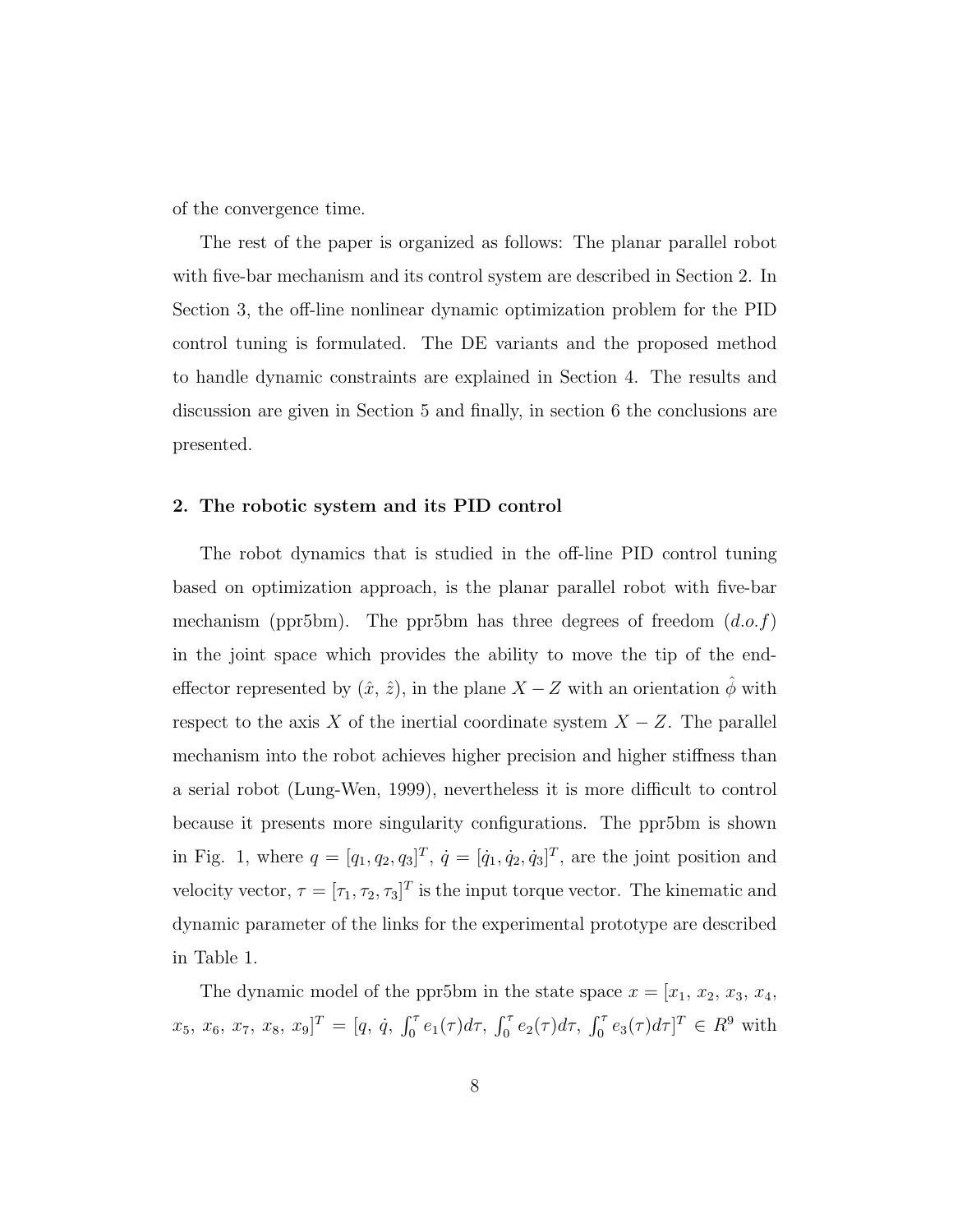of the convergence time.

The rest of the paper is organized as follows: The planar parallel robot with five-bar mechanism and its control system are described in Section 2. In Section 3, the off-line nonlinear dynamic optimization problem for the PID control tuning is formulated. The DE variants and the proposed method to handle dynamic constraints are explained in Section 4. The results and discussion are given in Section 5 and finally, in section 6 the conclusions are presented.

## 2. The robotic system and its PID control

The robot dynamics that is studied in the off-line PID control tuning based on optimization approach, is the planar parallel robot with five-bar mechanism (ppr5bm). The ppr5bm has three degrees of freedom ($d.o.f$) in the joint space which provides the ability to move the tip of the end-effector represented by $(\hat{x}, \hat{z})$, in the plane $X - Z$ with an orientation $\hat{\phi}$ with respect to the axis $X$ of the inertial coordinate system $X - Z$. The parallel mechanism into the robot achieves higher precision and higher stiffness than a serial robot (Lung-Wen, 1999), nevertheless it is more difficult to control because it presents more singularity configurations. The ppr5bm is shown in Fig. 1, where $q = [q_1, q_2, q_3]^T$, $\dot{q} = [\dot{q}_1, \dot{q}_2, \dot{q}_3]^T$, are the joint position and velocity vector, $\tau = [\tau_1, \tau_2, \tau_3]^T$ is the input torque vector. The kinematic and dynamic parameter of the links for the experimental prototype are described in Table 1.

The dynamic model of the ppr5bm in the state space $x = [x_1,\ x_2,\ x_3,\ x_4,$ $x_5,\ x_6,\ x_7,\ x_8,\ x_9]^T = [q,\ \dot{q},\ \int_0^\tau e_1(\tau)d\tau,\ \int_0^\tau e_2(\tau)d\tau,\ \int_0^\tau e_3(\tau)d\tau]^T \in R^9$ with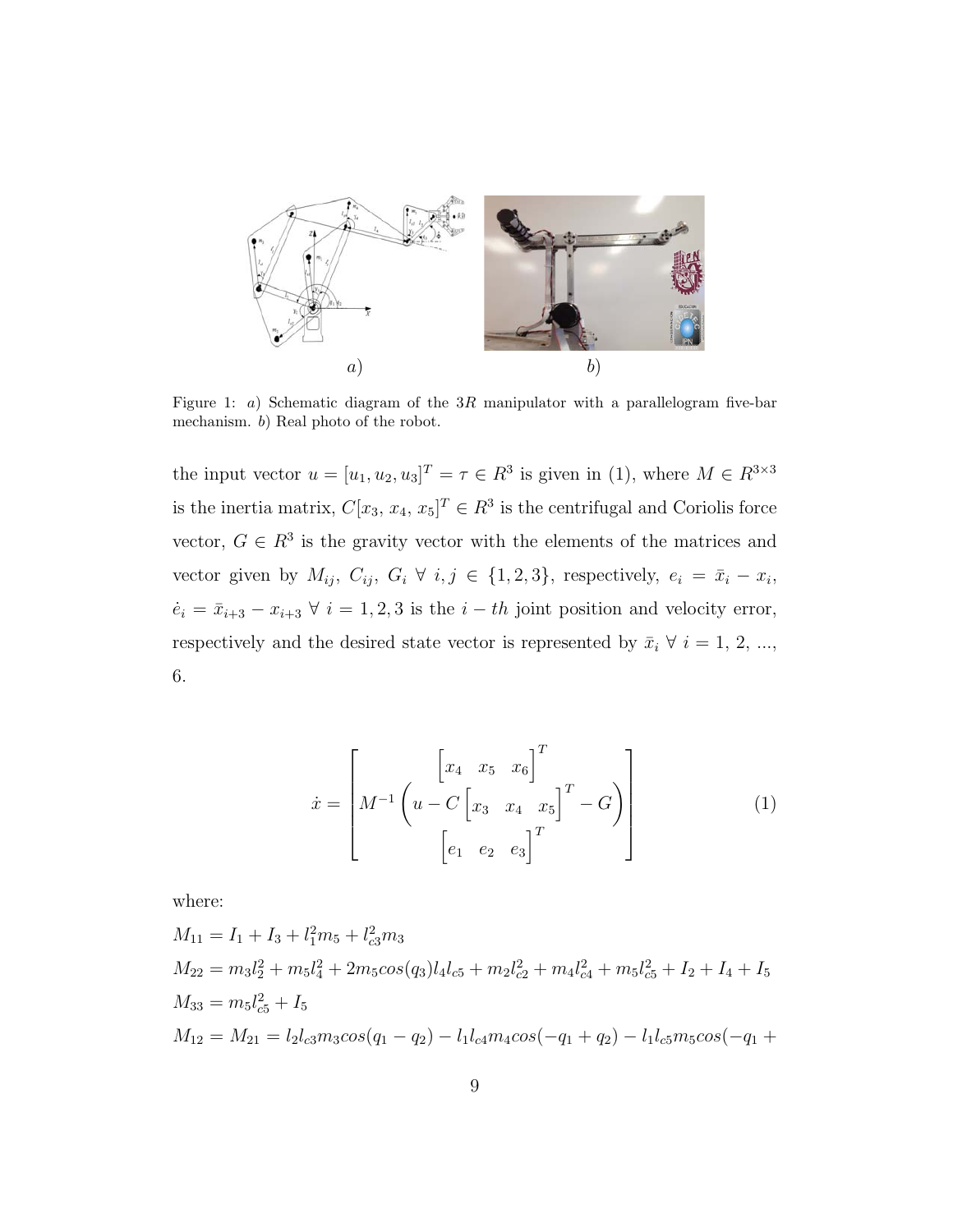Figure 1: *a*) Schematic diagram of the $3R$ manipulator with a parallelogram five-bar mechanism. *b*) Real photo of the robot.

the input vector $u = [u_1, u_2, u_3]^T = \tau \in R^3$ is given in (1), where $M \in R^{3\times3}$ is the inertia matrix, $C[x_3,\, x_4,\, x_5]^T \in R^3$ is the centrifugal and Coriolis force vector, $G \in R^3$ is the gravity vector with the elements of the matrices and vector given by $M_{ij},\ C_{ij},\ G_i\ \forall\ i,j \in \{1,2,3\}$, respectively, $e_i = \bar{x}_i - x_i$, $\dot{e}_i = \bar{x}_{i+3} - x_{i+3}\ \forall\ i = 1,2,3$ is the $i-th$ joint position and velocity error, respectively and the desired state vector is represented by $\bar{x}_i\ \forall\ i = 1,\, 2,\, ...,\, 6$.

$$\dot{x} = \begin{bmatrix} \begin{bmatrix} x_4 & x_5 & x_6 \end{bmatrix}^T \\ M^{-1}\left(u - C\begin{bmatrix} x_3 & x_4 & x_5 \end{bmatrix}^T - G\right) \\ \begin{bmatrix} e_1 & e_2 & e_3 \end{bmatrix}^T \end{bmatrix} \tag{1}$$

where:

$M_{11} = I_1 + I_3 + l_1^2 m_5 + l_{c3}^2 m_3$

$M_{22} = m_3 l_2^2 + m_5 l_4^2 + 2m_5 cos(q_3) l_4 l_{c5} + m_2 l_{c2}^2 + m_4 l_{c4}^2 + m_5 l_{c5}^2 + I_2 + I_4 + I_5$

$M_{33} = m_5 l_{c5}^2 + I_5$

$M_{12} = M_{21} = l_2 l_{c3} m_3 cos(q_1 - q_2) - l_1 l_{c4} m_4 cos(-q_1 + q_2) - l_1 l_{c5} m_5 cos(-q_1 +$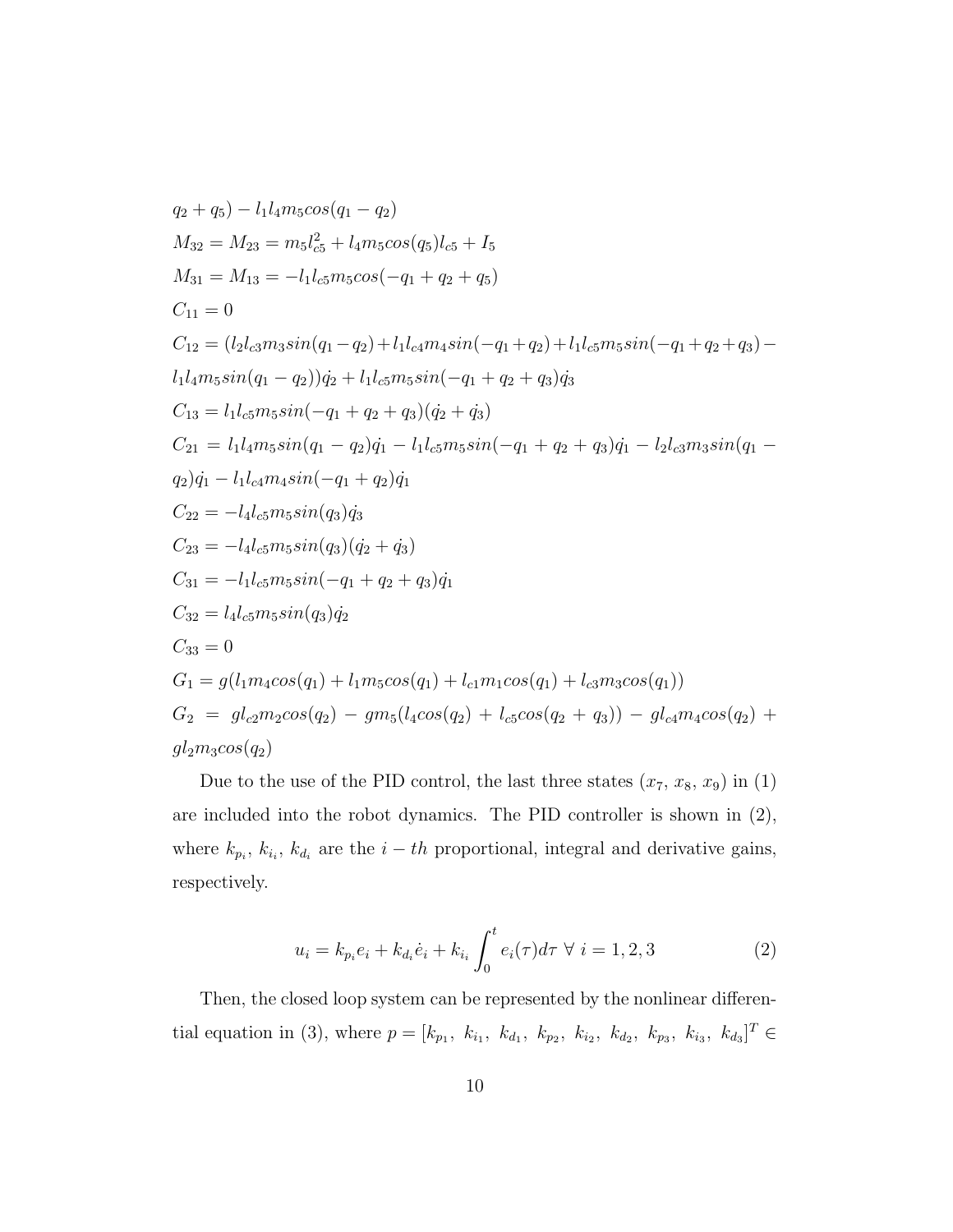$q_2 + q_5) - l_1 l_4 m_5 cos(q_1 - q_2)$

$M_{32} = M_{23} = m_5 l_{c5}^2 + l_4 m_5 cos(q_5) l_{c5} + I_5$

$M_{31} = M_{13} = -l_1 l_{c5} m_5 cos(-q_1 + q_2 + q_5)$

$C_{11} = 0$

$C_{12} = (l_2 l_{c3} m_3 sin(q_1 - q_2) + l_1 l_{c4} m_4 sin(-q_1 + q_2) + l_1 l_{c5} m_5 sin(-q_1 + q_2 + q_3) - l_1 l_4 m_5 sin(q_1 - q_2))\dot{q_2} + l_1 l_{c5} m_5 sin(-q_1 + q_2 + q_3)\dot{q_3}$

$C_{13} = l_1 l_{c5} m_5 sin(-q_1 + q_2 + q_3)(\dot{q_2} + \dot{q_3})$

$C_{21} = l_1 l_4 m_5 sin(q_1 - q_2)\dot{q_1} - l_1 l_{c5} m_5 sin(-q_1 + q_2 + q_3)\dot{q_1} - l_2 l_{c3} m_3 sin(q_1 - q_2)\dot{q_1} - l_1 l_{c4} m_4 sin(-q_1 + q_2)\dot{q_1}$

$C_{22} = -l_4 l_{c5} m_5 sin(q_3)\dot{q_3}$

$C_{23} = -l_4 l_{c5} m_5 sin(q_3)(\dot{q_2} + \dot{q_3})$

$C_{31} = -l_1 l_{c5} m_5 sin(-q_1 + q_2 + q_3)\dot{q_1}$

$C_{32} = l_4 l_{c5} m_5 sin(q_3)\dot{q_2}$

$C_{33} = 0$

$G_1 = g(l_1 m_4 cos(q_1) + l_1 m_5 cos(q_1) + l_{c1} m_1 cos(q_1) + l_{c3} m_3 cos(q_1))$

$G_2 = g l_{c2} m_2 cos(q_2) - g m_5 (l_4 cos(q_2) + l_{c5} cos(q_2 + q_3)) - g l_{c4} m_4 cos(q_2) + g l_2 m_3 cos(q_2)$

Due to the use of the PID control, the last three states ($x_7$, $x_8$, $x_9$) in (1) are included into the robot dynamics. The PID controller is shown in (2), where $k_{p_i}$, $k_{i_i}$, $k_{d_i}$ are the $i-th$ proportional, integral and derivative gains, respectively.

$$u_i = k_{p_i} e_i + k_{d_i} \dot{e}_i + k_{i_i} \int_0^t e_i(\tau) d\tau \ \forall \ i = 1, 2, 3 \tag{2}$$

Then, the closed loop system can be represented by the nonlinear differential equation in (3), where $p = [k_{p_1},\ k_{i_1},\ k_{d_1},\ k_{p_2},\ k_{i_2},\ k_{d_2},\ k_{p_3},\ k_{i_3},\ k_{d_3}]^T \in$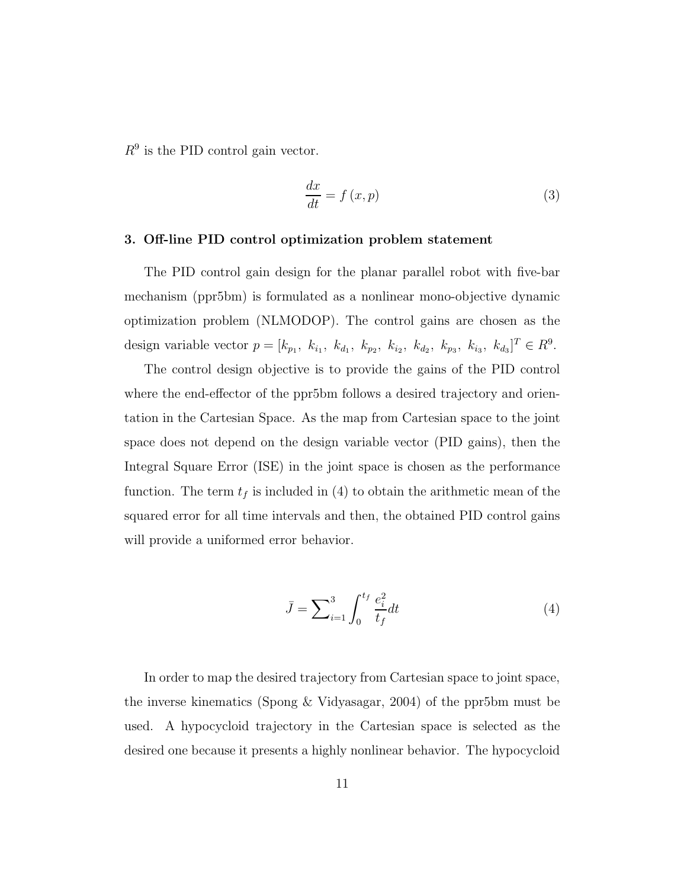$R^9$ is the PID control gain vector.

$$\frac{dx}{dt} = f(x, p) \tag{3}$$

### 3. Off-line PID control optimization problem statement

The PID control gain design for the planar parallel robot with five-bar mechanism (ppr5bm) is formulated as a nonlinear mono-objective dynamic optimization problem (NLMODOP). The control gains are chosen as the design variable vector $p = [k_{p_1},\ k_{i_1},\ k_{d_1},\ k_{p_2},\ k_{i_2},\ k_{d_2},\ k_{p_3},\ k_{i_3},\ k_{d_3}]^T \in R^9$.

The control design objective is to provide the gains of the PID control where the end-effector of the ppr5bm follows a desired trajectory and orientation in the Cartesian Space. As the map from Cartesian space to the joint space does not depend on the design variable vector (PID gains), then the Integral Square Error (ISE) in the joint space is chosen as the performance function. The term $t_f$ is included in (4) to obtain the arithmetic mean of the squared error for all time intervals and then, the obtained PID control gains will provide a uniformed error behavior.

$$\bar{J} = \sum\nolimits_{i=1}^{3} \int_0^{t_f} \frac{e_i^2}{t_f} dt \tag{4}$$

In order to map the desired trajectory from Cartesian space to joint space, the inverse kinematics (Spong & Vidyasagar, 2004) of the ppr5bm must be used. A hypocycloid trajectory in the Cartesian space is selected as the desired one because it presents a highly nonlinear behavior. The hypocycloid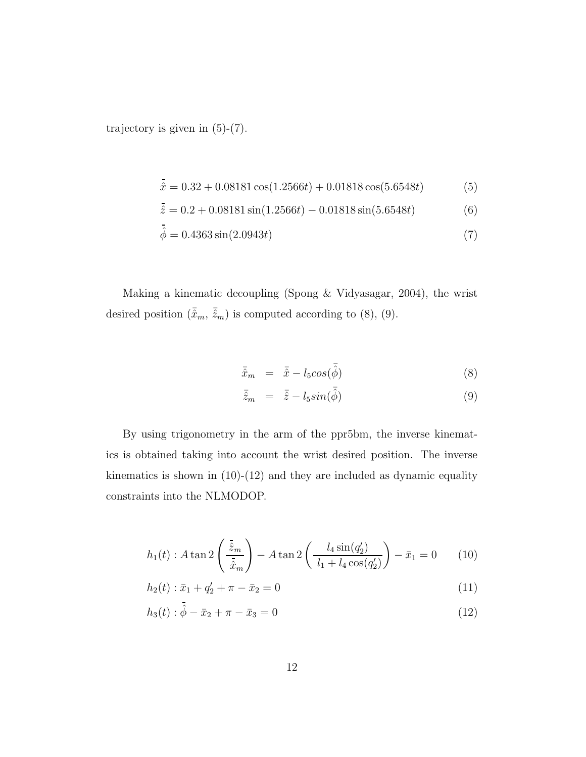trajectory is given in (5)-(7).

$$\bar{\hat{x}} = 0.32 + 0.08181\cos(1.2566t) + 0.01818\cos(5.6548t) \tag{5}$$

$$\bar{\hat{z}} = 0.2 + 0.08181\sin(1.2566t) - 0.01818\sin(5.6548t) \tag{6}$$

$$\bar{\hat{\phi}} = 0.4363\sin(2.0943t) \tag{7}$$

Making a kinematic decoupling (Spong & Vidyasagar, 2004), the wrist desired position ($\bar{\hat{x}}_m$, $\bar{\hat{z}}_m$) is computed according to (8), (9).

$$\bar{\hat{x}}_m = \bar{\hat{x}} - l_5 cos(\bar{\hat{\phi}}) \tag{8}$$

$$\bar{\hat{z}}_m = \bar{\hat{z}} - l_5 sin(\bar{\hat{\phi}}) \tag{9}$$

By using trigonometry in the arm of the ppr5bm, the inverse kinematics is obtained taking into account the wrist desired position. The inverse kinematics is shown in (10)-(12) and they are included as dynamic equality constraints into the NLMODOP.

$$h_1(t) : A\tan 2\left(\frac{\bar{\hat{z}}_m}{\bar{\hat{x}}_m}\right) - A\tan 2\left(\frac{l_4\sin(q_2')}{l_1 + l_4\cos(q_2')}\right) - \bar{x}_1 = 0 \tag{10}$$

$$h_2(t) : \bar{x}_1 + q_2' + \pi - \bar{x}_2 = 0 \tag{11}$$

$$h_3(t) : \bar{\hat{\phi}} - \bar{x}_2 + \pi - \bar{x}_3 = 0 \tag{12}$$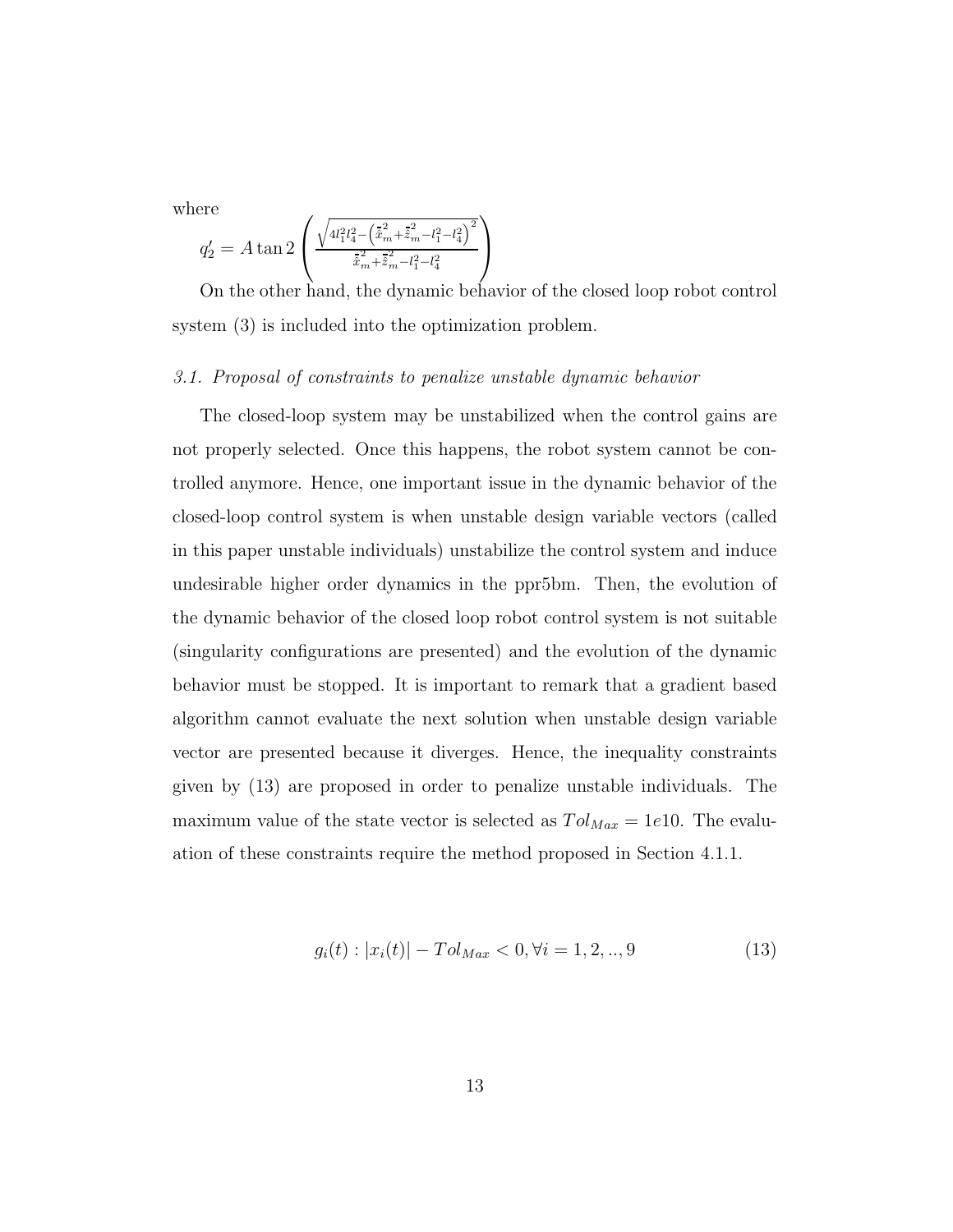where

$q_2' = A\tan 2\left(\frac{\sqrt{4l_1^2l_4^2-\left(\bar{\bar{x}}_m^2+\bar{\bar{z}}_m^2-l_1^2-l_4^2\right)^2}}{\bar{\bar{x}}_m^2+\bar{\bar{z}}_m^2-l_1^2-l_4^2}\right)$

On the other hand, the dynamic behavior of the closed loop robot control system (3) is included into the optimization problem.

### *3.1. Proposal of constraints to penalize unstable dynamic behavior*

The closed-loop system may be unstabilized when the control gains are not properly selected. Once this happens, the robot system cannot be controlled anymore. Hence, one important issue in the dynamic behavior of the closed-loop control system is when unstable design variable vectors (called in this paper unstable individuals) unstabilize the control system and induce undesirable higher order dynamics in the ppr5bm. Then, the evolution of the dynamic behavior of the closed loop robot control system is not suitable (singularity configurations are presented) and the evolution of the dynamic behavior must be stopped. It is important to remark that a gradient based algorithm cannot evaluate the next solution when unstable design variable vector are presented because it diverges. Hence, the inequality constraints given by (13) are proposed in order to penalize unstable individuals. The maximum value of the state vector is selected as $Tol_{Max} = 1e10$. The evaluation of these constraints require the method proposed in Section 4.1.1.

$$g_i(t) : |x_i(t)| - Tol_{Max} < 0, \forall i = 1, 2, .., 9 \tag{13}$$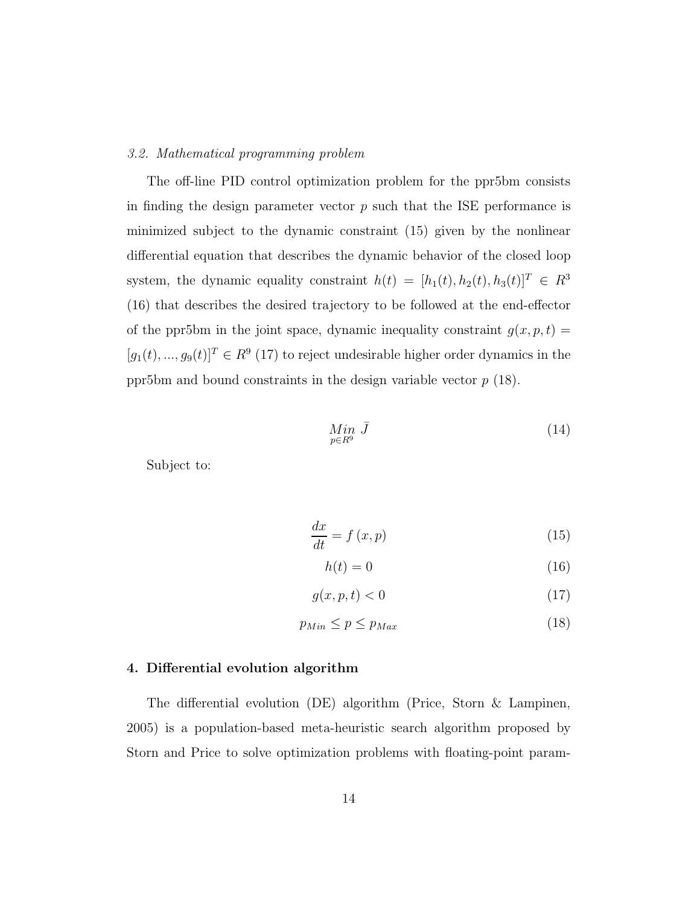### *3.2. Mathematical programming problem*

The off-line PID control optimization problem for the ppr5bm consists in finding the design parameter vector $p$ such that the ISE performance is minimized subject to the dynamic constraint (15) given by the nonlinear differential equation that describes the dynamic behavior of the closed loop system, the dynamic equality constraint $h(t) = [h_1(t), h_2(t), h_3(t)]^T \in R^3$ (16) that describes the desired trajectory to be followed at the end-effector of the ppr5bm in the joint space, dynamic inequality constraint $g(x, p, t) = [g_1(t), ..., g_9(t)]^T \in R^9$ (17) to reject undesirable higher order dynamics in the ppr5bm and bound constraints in the design variable vector $p$ (18).

$$\underset{p \in R^9}{Min} \ \bar{J} \tag{14}$$

Subject to:

$$\frac{dx}{dt} = f(x, p) \tag{15}$$

$$h(t) = 0 \tag{16}$$

$$g(x, p, t) < 0 \tag{17}$$

$$p_{Min} \leq p \leq p_{Max} \tag{18}$$

## 4. Differential evolution algorithm

The differential evolution (DE) algorithm (Price, Storn & Lampinen, 2005) is a population-based meta-heuristic search algorithm proposed by Storn and Price to solve optimization problems with floating-point param-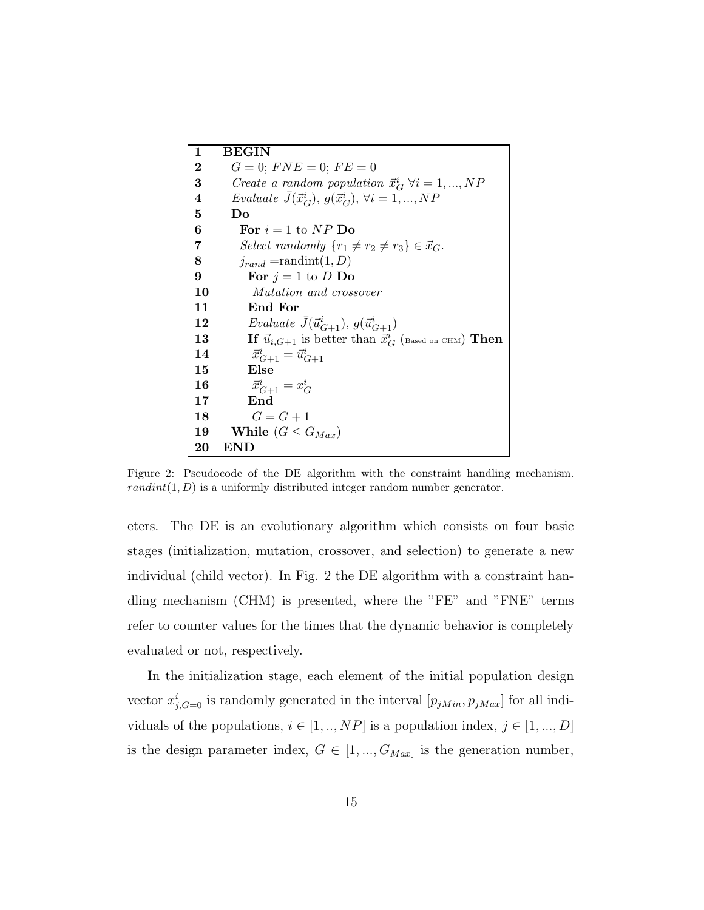| | |
|---|---|
| **1** | **BEGIN** |
| **2** | $G = 0$; $FNE = 0$; $FE = 0$ |
| **3** | *Create a random population* $\vec{x}^i_G$ $\forall i = 1, ..., NP$ |
| **4** | *Evaluate* $\bar{J}(\vec{x}^i_G)$, $g(\vec{x}^i_G)$, $\forall i = 1, ..., NP$ |
| **5** | **Do** |
| **6** | **For** $i = 1$ to $NP$ **Do** |
| **7** | *Select randomly* $\{r_1 \neq r_2 \neq r_3\} \in \vec{x}_G$. |
| **8** | $j_{rand}$ =randint$(1, D)$ |
| **9** | **For** $j = 1$ to $D$ **Do** |
| **10** | *Mutation and crossover* |
| **11** | **End For** |
| **12** | *Evaluate* $\bar{J}(\vec{u}^i_{G+1})$, $g(\vec{u}^i_{G+1})$ |
| **13** | **If** $\vec{u}_{i,G+1}$ is better than $\vec{x}^i_G$ (Based on CHM) **Then** |
| **14** | $\vec{x}^i_{G+1} = \vec{u}^i_{G+1}$ |
| **15** | **Else** |
| **16** | $\vec{x}^i_{G+1} = x^i_G$ |
| **17** | **End** |
| **18** | $G = G + 1$ |
| **19** | **While** $(G \leq G_{Max})$ |
| **20** | **END** |

Figure 2: Pseudocode of the DE algorithm with the constraint handling mechanism. $randint(1, D)$ is a uniformly distributed integer random number generator.

eters. The DE is an evolutionary algorithm which consists on four basic stages (initialization, mutation, crossover, and selection) to generate a new individual (child vector). In Fig. 2 the DE algorithm with a constraint handling mechanism (CHM) is presented, where the "FE" and "FNE" terms refer to counter values for the times that the dynamic behavior is completely evaluated or not, respectively.

In the initialization stage, each element of the initial population design vector $x^i_{j,G=0}$ is randomly generated in the interval $[p_{jMin}, p_{jMax}]$ for all individuals of the populations, $i \in [1, .., NP]$ is a population index, $j \in [1, ..., D]$ is the design parameter index, $G \in [1, ..., G_{Max}]$ is the generation number,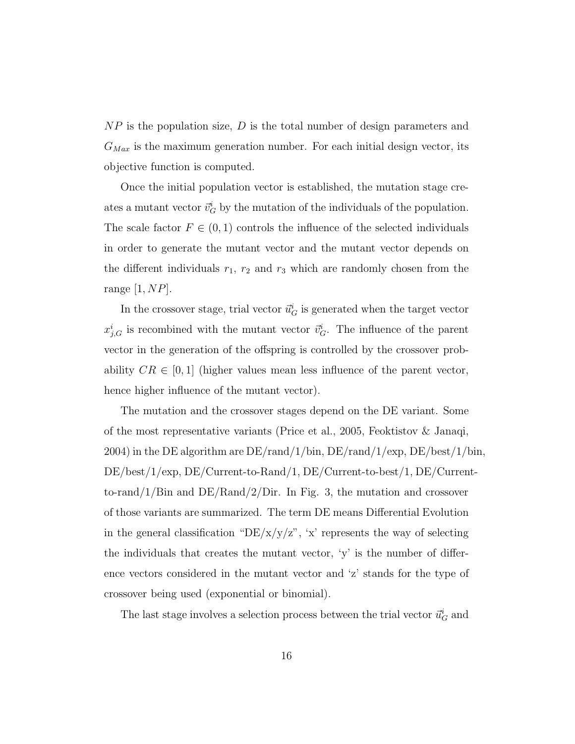$NP$ is the population size, $D$ is the total number of design parameters and $G_{Max}$ is the maximum generation number. For each initial design vector, its objective function is computed.

Once the initial population vector is established, the mutation stage creates a mutant vector $\vec{v}_G^i$ by the mutation of the individuals of the population. The scale factor $F \in (0, 1)$ controls the influence of the selected individuals in order to generate the mutant vector and the mutant vector depends on the different individuals $r_1$, $r_2$ and $r_3$ which are randomly chosen from the range $[1, NP]$.

In the crossover stage, trial vector $\vec{u}_G^i$ is generated when the target vector $x_{j,G}^i$ is recombined with the mutant vector $\vec{v}_G^i$. The influence of the parent vector in the generation of the offspring is controlled by the crossover probability $CR \in [0, 1]$ (higher values mean less influence of the parent vector, hence higher influence of the mutant vector).

The mutation and the crossover stages depend on the DE variant. Some of the most representative variants (Price et al., 2005, Feoktistov & Janaqi, 2004) in the DE algorithm are DE/rand/1/bin, DE/rand/1/exp, DE/best/1/bin, DE/best/1/exp, DE/Current-to-Rand/1, DE/Current-to-best/1, DE/Current-to-rand/1/Bin and DE/Rand/2/Dir. In Fig. 3, the mutation and crossover of those variants are summarized. The term DE means Differential Evolution in the general classification "DE/x/y/z", 'x' represents the way of selecting the individuals that creates the mutant vector, 'y' is the number of difference vectors considered in the mutant vector and 'z' stands for the type of crossover being used (exponential or binomial).

The last stage involves a selection process between the trial vector $\vec{u}_G^i$ and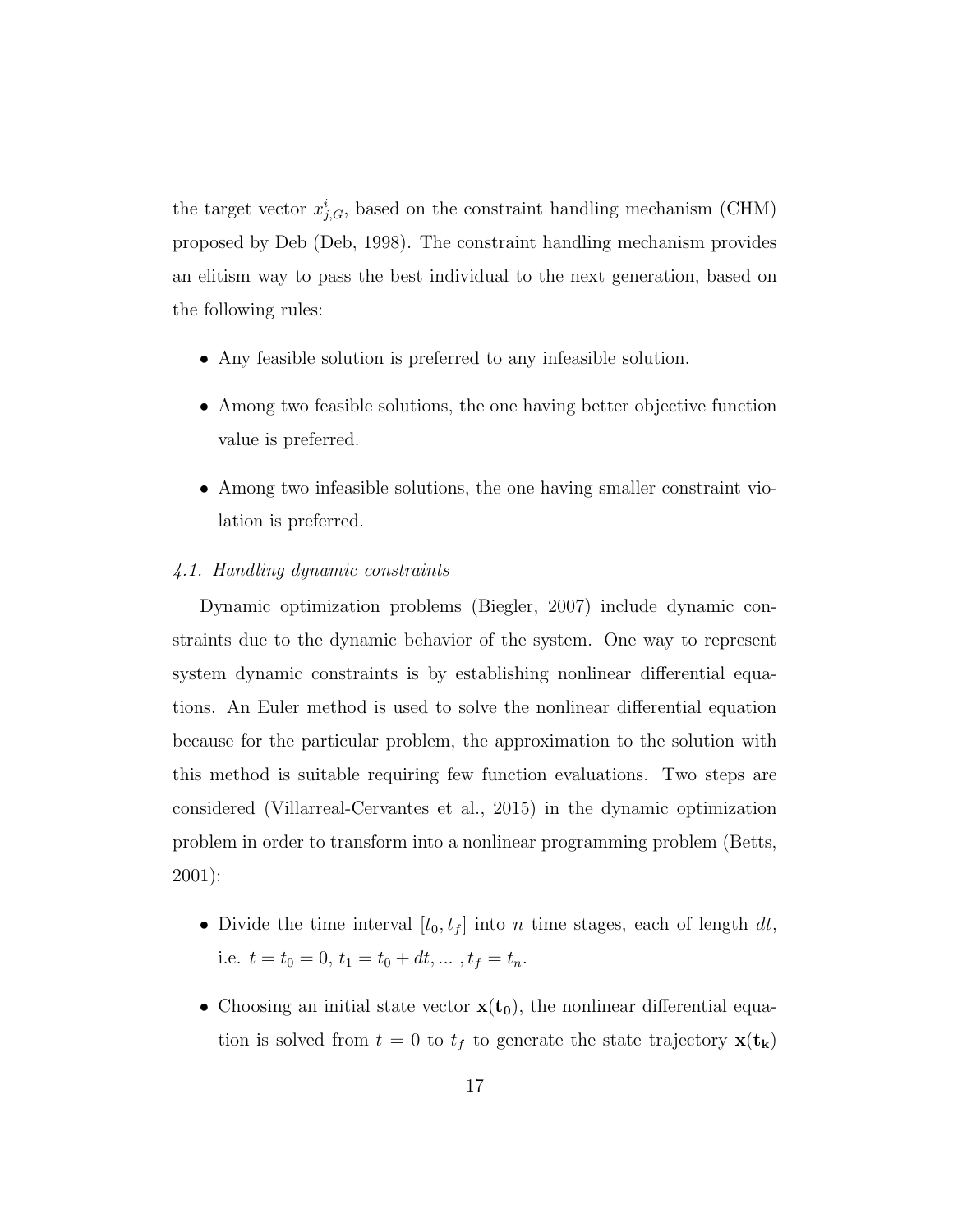the target vector $x^i_{j,G}$, based on the constraint handling mechanism (CHM) proposed by Deb (Deb, 1998). The constraint handling mechanism provides an elitism way to pass the best individual to the next generation, based on the following rules:

- Any feasible solution is preferred to any infeasible solution.
- Among two feasible solutions, the one having better objective function value is preferred.
- Among two infeasible solutions, the one having smaller constraint violation is preferred.

### *4.1. Handling dynamic constraints*

Dynamic optimization problems (Biegler, 2007) include dynamic constraints due to the dynamic behavior of the system. One way to represent system dynamic constraints is by establishing nonlinear differential equations. An Euler method is used to solve the nonlinear differential equation because for the particular problem, the approximation to the solution with this method is suitable requiring few function evaluations. Two steps are considered (Villarreal-Cervantes et al., 2015) in the dynamic optimization problem in order to transform into a nonlinear programming problem (Betts, 2001):

- Divide the time interval $[t_0, t_f]$ into $n$ time stages, each of length $dt$, i.e. $t = t_0 = 0$, $t_1 = t_0 + dt, \dots, t_f = t_n$.
- Choosing an initial state vector $\mathbf{x}(\mathbf{t_0})$, the nonlinear differential equation is solved from $t = 0$ to $t_f$ to generate the state trajectory $\mathbf{x}(\mathbf{t_k})$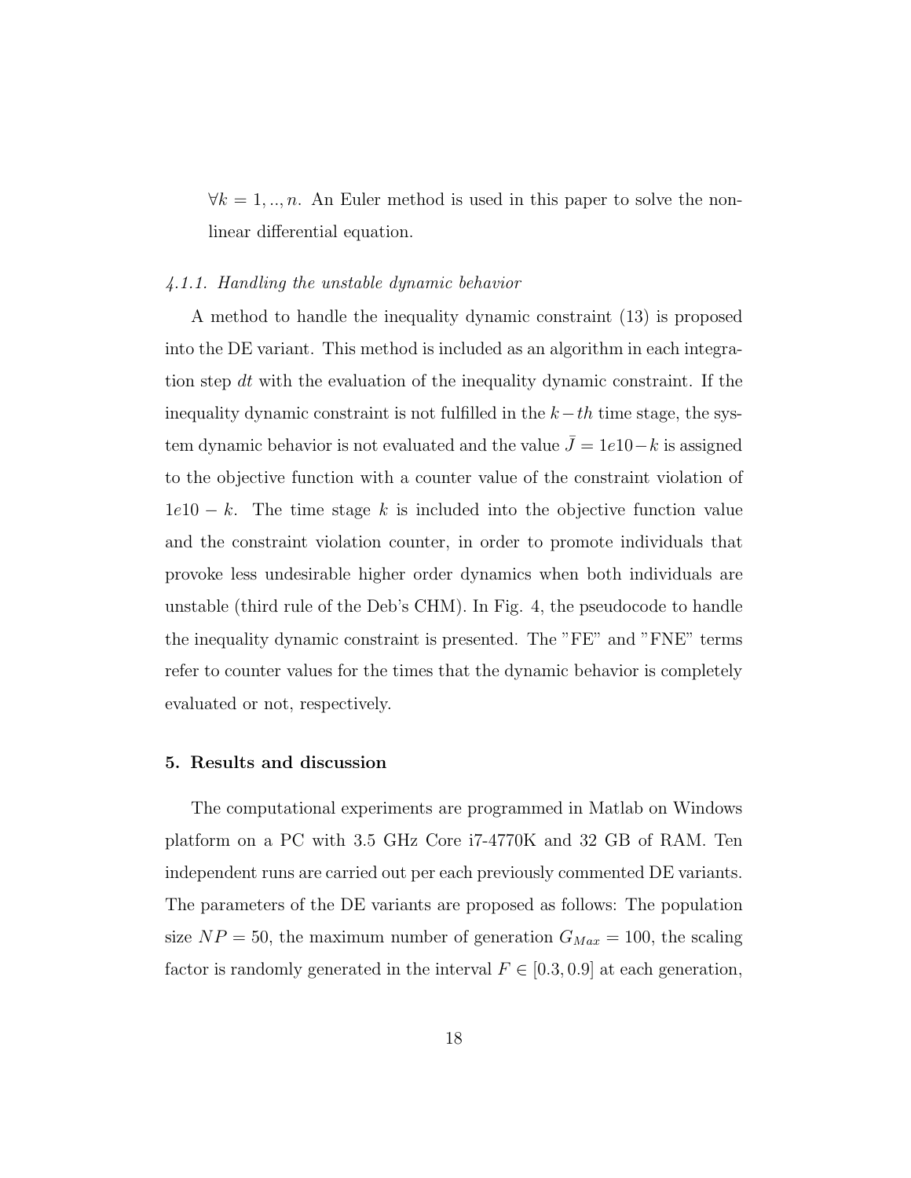$\forall k = 1, .., n$. An Euler method is used in this paper to solve the non-linear differential equation.

#### *4.1.1. Handling the unstable dynamic behavior*

A method to handle the inequality dynamic constraint (13) is proposed into the DE variant. This method is included as an algorithm in each integration step $dt$ with the evaluation of the inequality dynamic constraint. If the inequality dynamic constraint is not fulfilled in the $k-th$ time stage, the system dynamic behavior is not evaluated and the value $\bar{J} = 1e10-k$ is assigned to the objective function with a counter value of the constraint violation of $1e10 - k$. The time stage $k$ is included into the objective function value and the constraint violation counter, in order to promote individuals that provoke less undesirable higher order dynamics when both individuals are unstable (third rule of the Deb's CHM). In Fig. 4, the pseudocode to handle the inequality dynamic constraint is presented. The "FE" and "FNE" terms refer to counter values for the times that the dynamic behavior is completely evaluated or not, respectively.

## 5. Results and discussion

The computational experiments are programmed in Matlab on Windows platform on a PC with 3.5 GHz Core i7-4770K and 32 GB of RAM. Ten independent runs are carried out per each previously commented DE variants. The parameters of the DE variants are proposed as follows: The population size $NP = 50$, the maximum number of generation $G_{Max} = 100$, the scaling factor is randomly generated in the interval $F \in [0.3, 0.9]$ at each generation,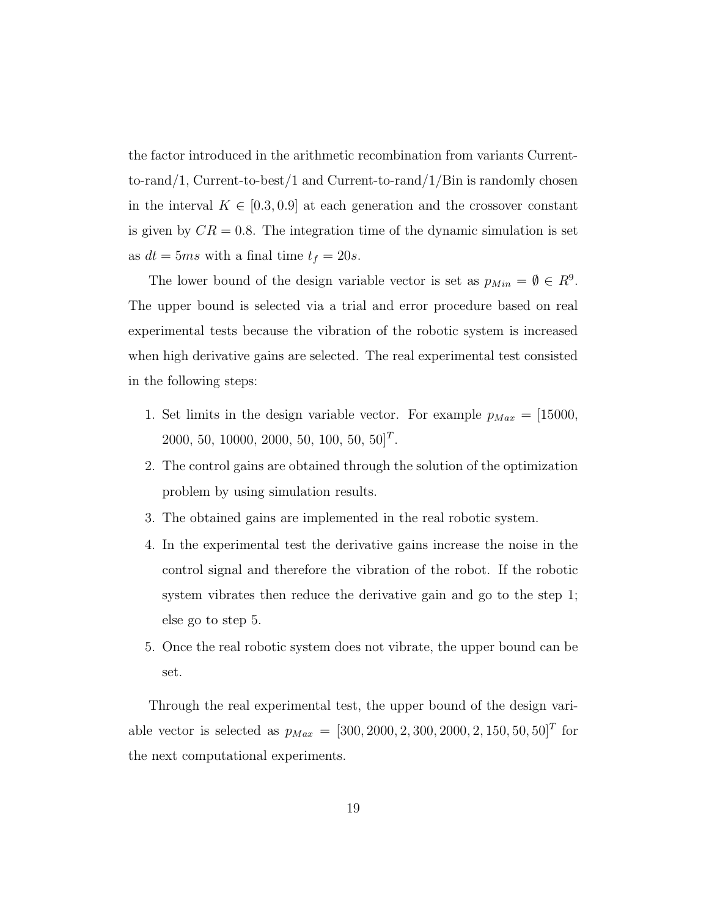the factor introduced in the arithmetic recombination from variants Current-to-rand/1, Current-to-best/1 and Current-to-rand/1/Bin is randomly chosen in the interval $K \in [0.3, 0.9]$ at each generation and the crossover constant is given by $CR = 0.8$. The integration time of the dynamic simulation is set as $dt = 5ms$ with a final time $t_f = 20s$.

The lower bound of the design variable vector is set as $p_{Min} = \emptyset \in R^9$. The upper bound is selected via a trial and error procedure based on real experimental tests because the vibration of the robotic system is increased when high derivative gains are selected. The real experimental test consisted in the following steps:

1. Set limits in the design variable vector. For example $p_{Max} = [15000, 2000, 50, 10000, 2000, 50, 100, 50, 50]^T$.
2. The control gains are obtained through the solution of the optimization problem by using simulation results.
3. The obtained gains are implemented in the real robotic system.
4. In the experimental test the derivative gains increase the noise in the control signal and therefore the vibration of the robot. If the robotic system vibrates then reduce the derivative gain and go to the step 1; else go to step 5.
5. Once the real robotic system does not vibrate, the upper bound can be set.

Through the real experimental test, the upper bound of the design variable vector is selected as $p_{Max} = [300, 2000, 2, 300, 2000, 2, 150, 50, 50]^T$ for the next computational experiments.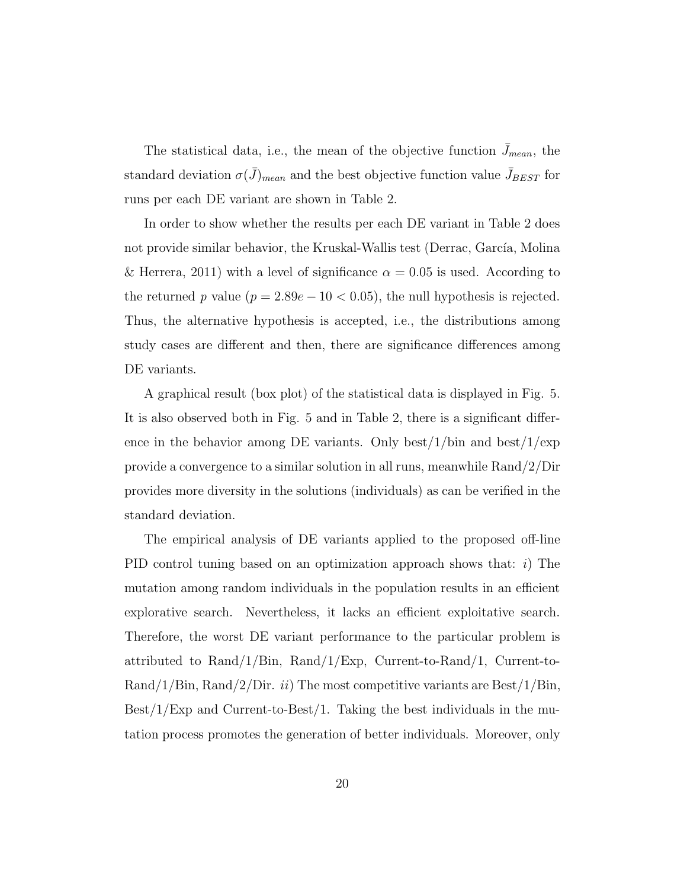The statistical data, i.e., the mean of the objective function $\bar{J}_{mean}$, the standard deviation $\sigma(\bar{J})_{mean}$ and the best objective function value $\bar{J}_{BEST}$ for runs per each DE variant are shown in Table 2.

In order to show whether the results per each DE variant in Table 2 does not provide similar behavior, the Kruskal-Wallis test (Derrac, García, Molina & Herrera, 2011) with a level of significance $\alpha = 0.05$ is used. According to the returned $p$ value ($p = 2.89e-10 < 0.05$), the null hypothesis is rejected. Thus, the alternative hypothesis is accepted, i.e., the distributions among study cases are different and then, there are significance differences among DE variants.

A graphical result (box plot) of the statistical data is displayed in Fig. 5. It is also observed both in Fig. 5 and in Table 2, there is a significant difference in the behavior among DE variants. Only best/1/bin and best/1/exp provide a convergence to a similar solution in all runs, meanwhile Rand/2/Dir provides more diversity in the solutions (individuals) as can be verified in the standard deviation.

The empirical analysis of DE variants applied to the proposed off-line PID control tuning based on an optimization approach shows that: *i*) The mutation among random individuals in the population results in an efficient explorative search. Nevertheless, it lacks an efficient exploitative search. Therefore, the worst DE variant performance to the particular problem is attributed to Rand/1/Bin, Rand/1/Exp, Current-to-Rand/1, Current-to-Rand/1/Bin, Rand/2/Dir. *ii*) The most competitive variants are Best/1/Bin, Best/1/Exp and Current-to-Best/1. Taking the best individuals in the mutation process promotes the generation of better individuals. Moreover, only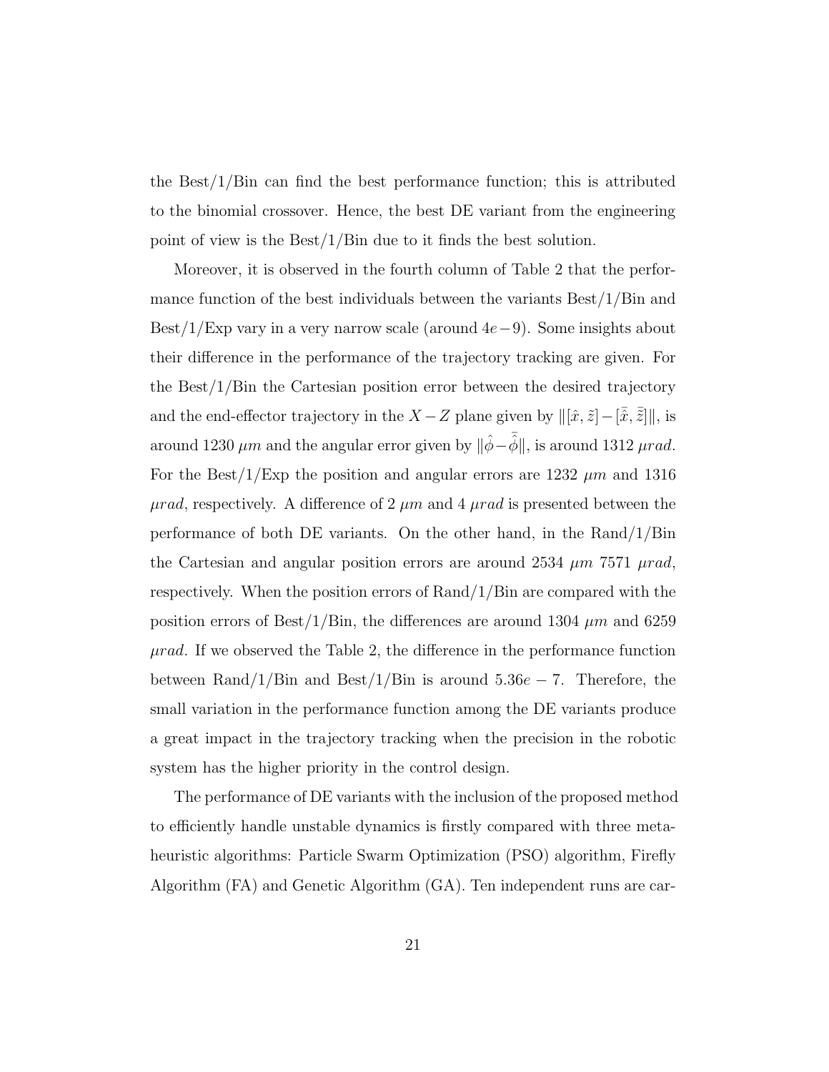the Best/1/Bin can find the best performance function; this is attributed to the binomial crossover. Hence, the best DE variant from the engineering point of view is the Best/1/Bin due to it finds the best solution.

Moreover, it is observed in the fourth column of Table 2 that the performance function of the best individuals between the variants Best/1/Bin and Best/1/Exp vary in a very narrow scale (around $4e-9$). Some insights about their difference in the performance of the trajectory tracking are given. For the Best/1/Bin the Cartesian position error between the desired trajectory and the end-effector trajectory in the $X-Z$ plane given by $\|[\hat{x}, \tilde{z}] - [\bar{\hat{x}}, \bar{\tilde{z}}]\|$, is around 1230 $\mu m$ and the angular error given by $\|\hat{\phi} - \bar{\hat{\phi}}\|$, is around 1312 $\mu rad$. For the Best/1/Exp the position and angular errors are 1232 $\mu m$ and 1316 $\mu rad$, respectively. A difference of 2 $\mu m$ and 4 $\mu rad$ is presented between the performance of both DE variants. On the other hand, in the Rand/1/Bin the Cartesian and angular position errors are around 2534 $\mu m$ 7571 $\mu rad$, respectively. When the position errors of Rand/1/Bin are compared with the position errors of Best/1/Bin, the differences are around 1304 $\mu m$ and 6259 $\mu rad$. If we observed the Table 2, the difference in the performance function between Rand/1/Bin and Best/1/Bin is around $5.36e-7$. Therefore, the small variation in the performance function among the DE variants produce a great impact in the trajectory tracking when the precision in the robotic system has the higher priority in the control design.

The performance of DE variants with the inclusion of the proposed method to efficiently handle unstable dynamics is firstly compared with three metaheuristic algorithms: Particle Swarm Optimization (PSO) algorithm, Firefly Algorithm (FA) and Genetic Algorithm (GA). Ten independent runs are car-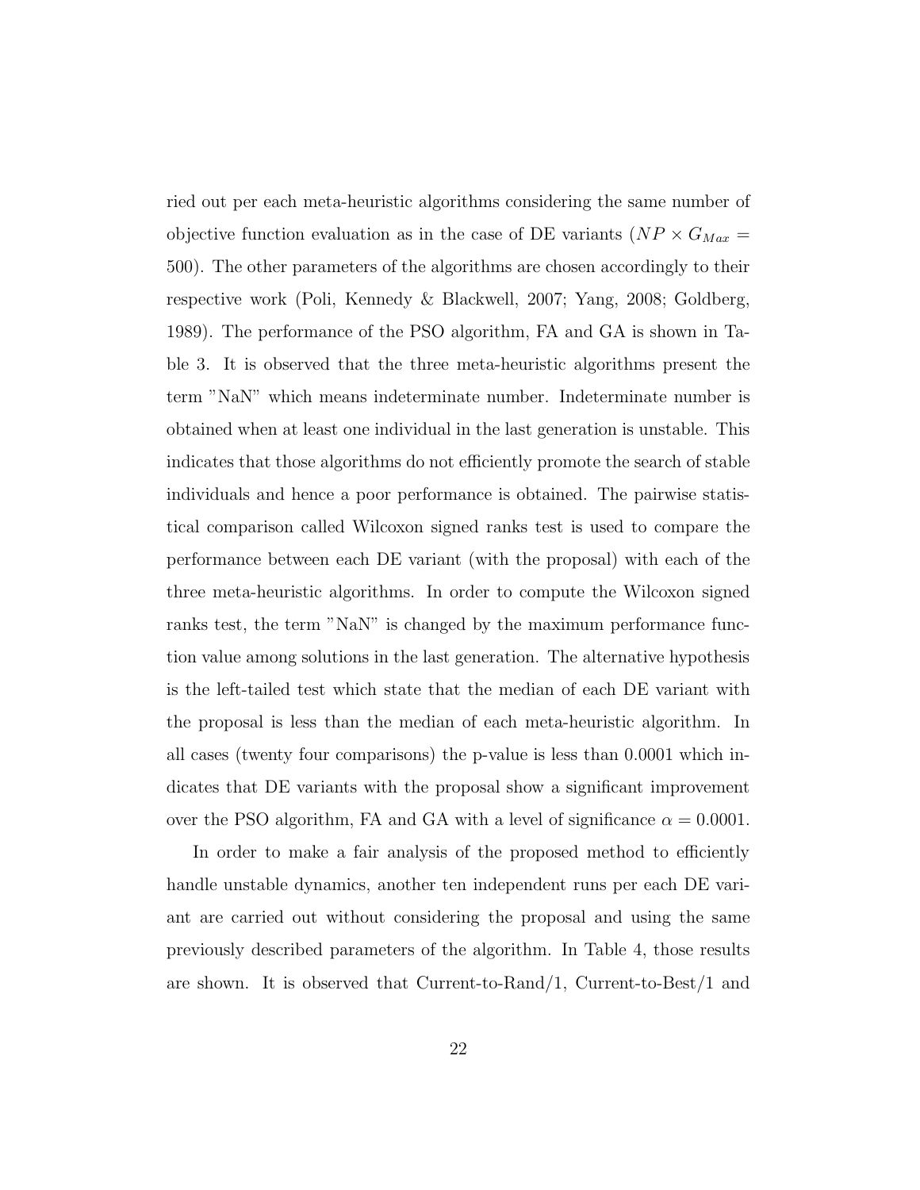ried out per each meta-heuristic algorithms considering the same number of objective function evaluation as in the case of DE variants ($NP \times G_{Max} = 500$). The other parameters of the algorithms are chosen accordingly to their respective work (Poli, Kennedy & Blackwell, 2007; Yang, 2008; Goldberg, 1989). The performance of the PSO algorithm, FA and GA is shown in Table 3. It is observed that the three meta-heuristic algorithms present the term "NaN" which means indeterminate number. Indeterminate number is obtained when at least one individual in the last generation is unstable. This indicates that those algorithms do not efficiently promote the search of stable individuals and hence a poor performance is obtained. The pairwise statistical comparison called Wilcoxon signed ranks test is used to compare the performance between each DE variant (with the proposal) with each of the three meta-heuristic algorithms. In order to compute the Wilcoxon signed ranks test, the term "NaN" is changed by the maximum performance function value among solutions in the last generation. The alternative hypothesis is the left-tailed test which state that the median of each DE variant with the proposal is less than the median of each meta-heuristic algorithm. In all cases (twenty four comparisons) the p-value is less than 0.0001 which indicates that DE variants with the proposal show a significant improvement over the PSO algorithm, FA and GA with a level of significance $\alpha = 0.0001$.

In order to make a fair analysis of the proposed method to efficiently handle unstable dynamics, another ten independent runs per each DE variant are carried out without considering the proposal and using the same previously described parameters of the algorithm. In Table 4, those results are shown. It is observed that Current-to-Rand/1, Current-to-Best/1 and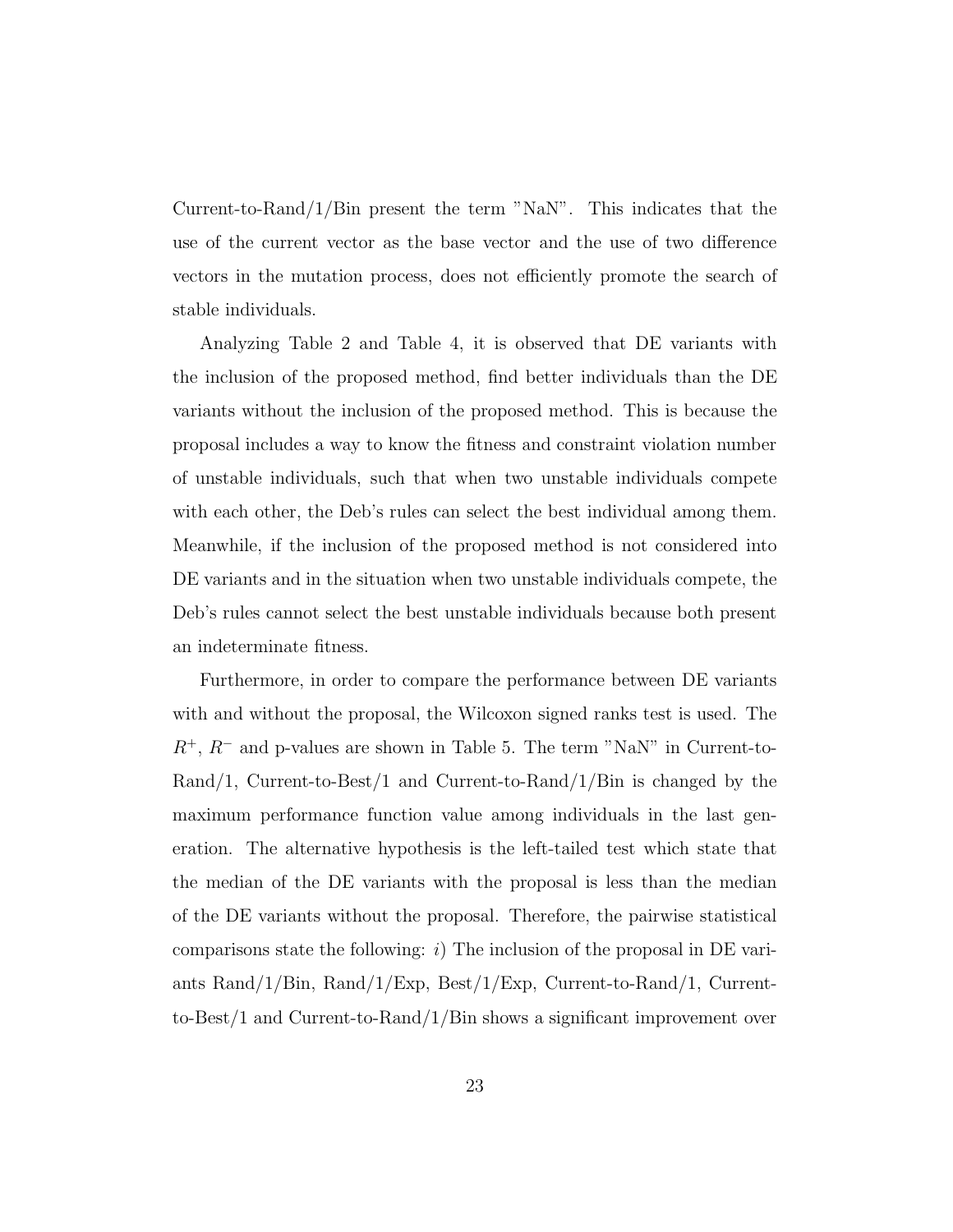Current-to-Rand/1/Bin present the term "NaN". This indicates that the use of the current vector as the base vector and the use of two difference vectors in the mutation process, does not efficiently promote the search of stable individuals.

Analyzing Table 2 and Table 4, it is observed that DE variants with the inclusion of the proposed method, find better individuals than the DE variants without the inclusion of the proposed method. This is because the proposal includes a way to know the fitness and constraint violation number of unstable individuals, such that when two unstable individuals compete with each other, the Deb's rules can select the best individual among them. Meanwhile, if the inclusion of the proposed method is not considered into DE variants and in the situation when two unstable individuals compete, the Deb's rules cannot select the best unstable individuals because both present an indeterminate fitness.

Furthermore, in order to compare the performance between DE variants with and without the proposal, the Wilcoxon signed ranks test is used. The $R^{+}$, $R^{-}$ and p-values are shown in Table 5. The term "NaN" in Current-to-Rand/1, Current-to-Best/1 and Current-to-Rand/1/Bin is changed by the maximum performance function value among individuals in the last generation. The alternative hypothesis is the left-tailed test which state that the median of the DE variants with the proposal is less than the median of the DE variants without the proposal. Therefore, the pairwise statistical comparisons state the following: *i*) The inclusion of the proposal in DE variants Rand/1/Bin, Rand/1/Exp, Best/1/Exp, Current-to-Rand/1, Current-to-Best/1 and Current-to-Rand/1/Bin shows a significant improvement over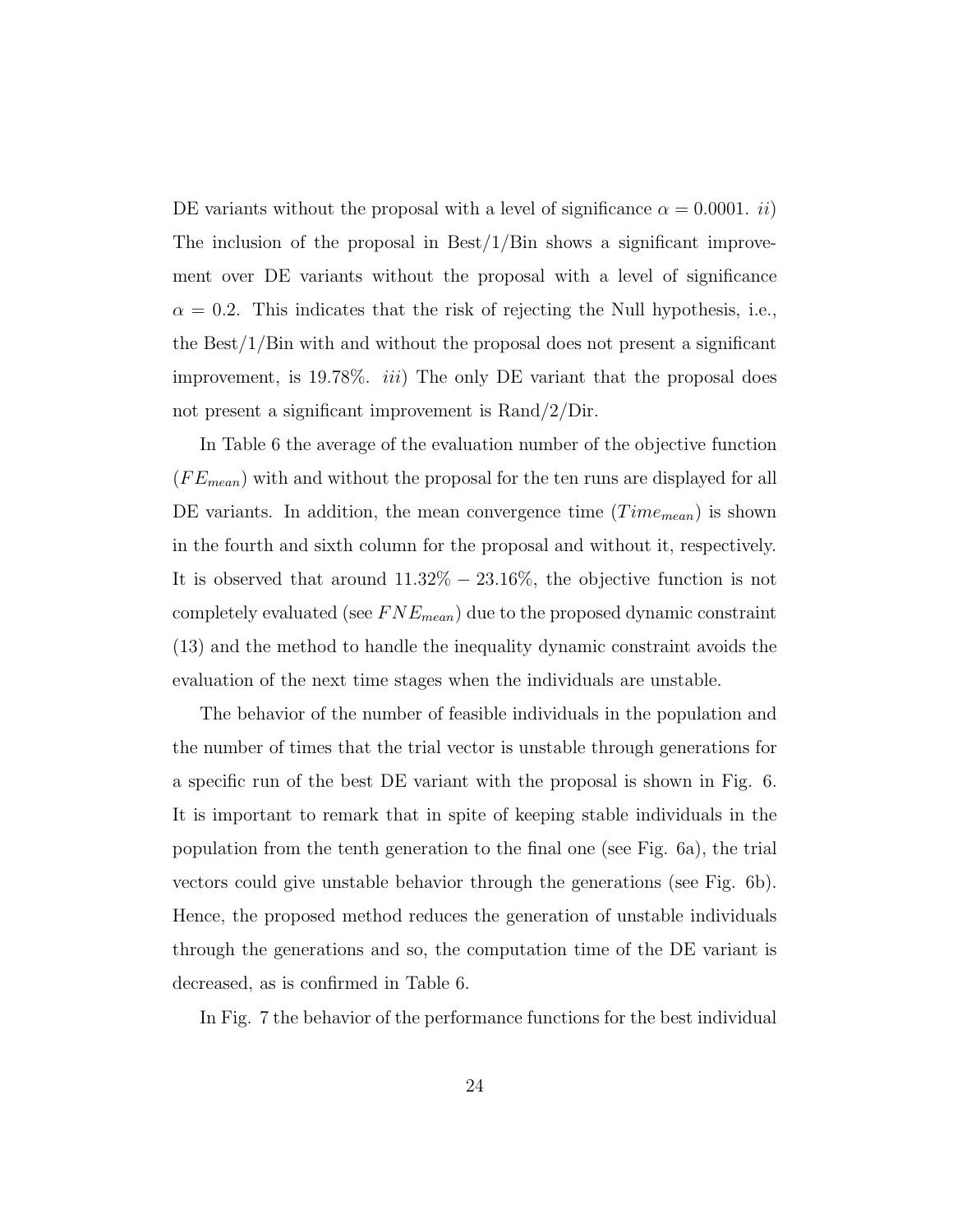DE variants without the proposal with a level of significance $\alpha = 0.0001$. *ii*) The inclusion of the proposal in Best/1/Bin shows a significant improvement over DE variants without the proposal with a level of significance $\alpha = 0.2$. This indicates that the risk of rejecting the Null hypothesis, i.e., the Best/1/Bin with and without the proposal does not present a significant improvement, is 19.78%. *iii*) The only DE variant that the proposal does not present a significant improvement is Rand/2/Dir.

In Table 6 the average of the evaluation number of the objective function ($FE_{mean}$) with and without the proposal for the ten runs are displayed for all DE variants. In addition, the mean convergence time ($Time_{mean}$) is shown in the fourth and sixth column for the proposal and without it, respectively. It is observed that around $11.32\% - 23.16\%$, the objective function is not completely evaluated (see $FNE_{mean}$) due to the proposed dynamic constraint (13) and the method to handle the inequality dynamic constraint avoids the evaluation of the next time stages when the individuals are unstable.

The behavior of the number of feasible individuals in the population and the number of times that the trial vector is unstable through generations for a specific run of the best DE variant with the proposal is shown in Fig. 6. It is important to remark that in spite of keeping stable individuals in the population from the tenth generation to the final one (see Fig. 6a), the trial vectors could give unstable behavior through the generations (see Fig. 6b). Hence, the proposed method reduces the generation of unstable individuals through the generations and so, the computation time of the DE variant is decreased, as is confirmed in Table 6.

In Fig. 7 the behavior of the performance functions for the best individual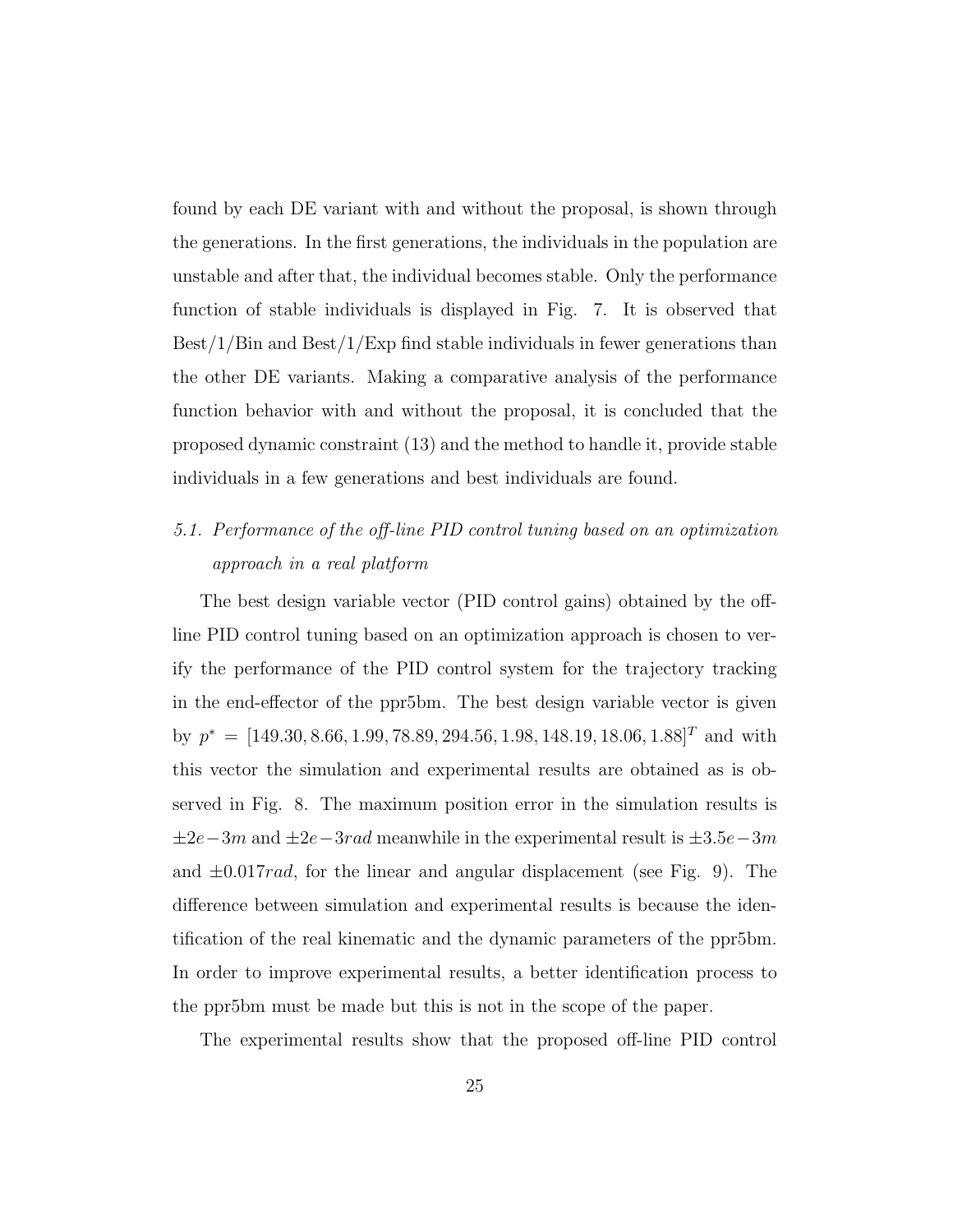found by each DE variant with and without the proposal, is shown through the generations. In the first generations, the individuals in the population are unstable and after that, the individual becomes stable. Only the performance function of stable individuals is displayed in Fig. 7. It is observed that Best/1/Bin and Best/1/Exp find stable individuals in fewer generations than the other DE variants. Making a comparative analysis of the performance function behavior with and without the proposal, it is concluded that the proposed dynamic constraint (13) and the method to handle it, provide stable individuals in a few generations and best individuals are found.

### *5.1. Performance of the off-line PID control tuning based on an optimization approach in a real platform*

The best design variable vector (PID control gains) obtained by the off-line PID control tuning based on an optimization approach is chosen to verify the performance of the PID control system for the trajectory tracking in the end-effector of the ppr5bm. The best design variable vector is given by $p^* = [149.30, 8.66, 1.99, 78.89, 294.56, 1.98, 148.19, 18.06, 1.88]^T$ and with this vector the simulation and experimental results are obtained as is observed in Fig. 8. The maximum position error in the simulation results is $\pm 2e{-}3m$ and $\pm 2e{-}3rad$ meanwhile in the experimental result is $\pm 3.5e{-}3m$ and $\pm 0.017rad$, for the linear and angular displacement (see Fig. 9). The difference between simulation and experimental results is because the identification of the real kinematic and the dynamic parameters of the ppr5bm. In order to improve experimental results, a better identification process to the ppr5bm must be made but this is not in the scope of the paper.

The experimental results show that the proposed off-line PID control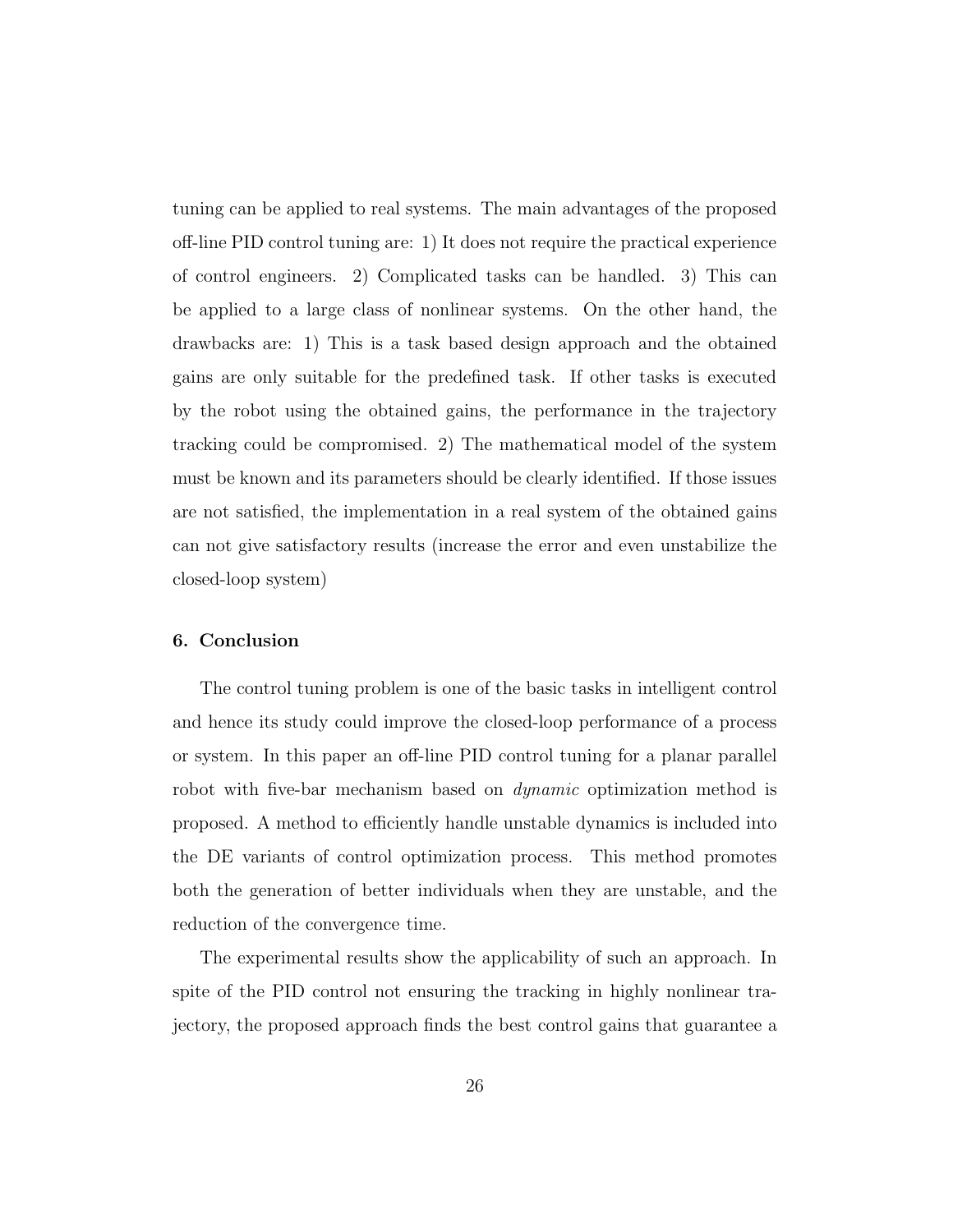tuning can be applied to real systems. The main advantages of the proposed off-line PID control tuning are: 1) It does not require the practical experience of control engineers. 2) Complicated tasks can be handled. 3) This can be applied to a large class of nonlinear systems. On the other hand, the drawbacks are: 1) This is a task based design approach and the obtained gains are only suitable for the predefined task. If other tasks is executed by the robot using the obtained gains, the performance in the trajectory tracking could be compromised. 2) The mathematical model of the system must be known and its parameters should be clearly identified. If those issues are not satisfied, the implementation in a real system of the obtained gains can not give satisfactory results (increase the error and even unstabilize the closed-loop system)

## 6. Conclusion

The control tuning problem is one of the basic tasks in intelligent control and hence its study could improve the closed-loop performance of a process or system. In this paper an off-line PID control tuning for a planar parallel robot with five-bar mechanism based on *dynamic* optimization method is proposed. A method to efficiently handle unstable dynamics is included into the DE variants of control optimization process. This method promotes both the generation of better individuals when they are unstable, and the reduction of the convergence time.

The experimental results show the applicability of such an approach. In spite of the PID control not ensuring the tracking in highly nonlinear trajectory, the proposed approach finds the best control gains that guarantee a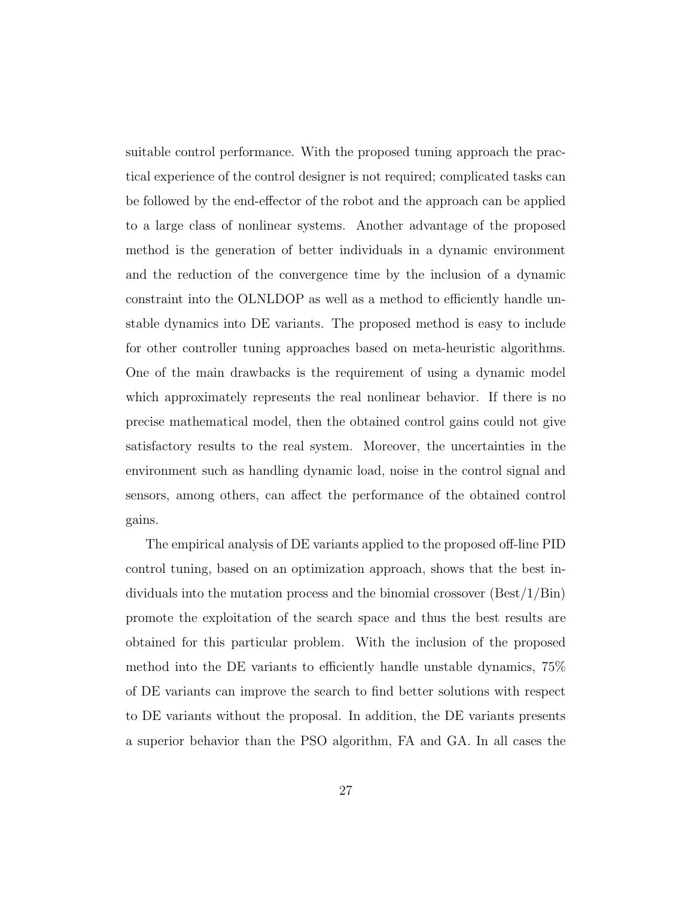suitable control performance. With the proposed tuning approach the practical experience of the control designer is not required; complicated tasks can be followed by the end-effector of the robot and the approach can be applied to a large class of nonlinear systems. Another advantage of the proposed method is the generation of better individuals in a dynamic environment and the reduction of the convergence time by the inclusion of a dynamic constraint into the OLNLDOP as well as a method to efficiently handle unstable dynamics into DE variants. The proposed method is easy to include for other controller tuning approaches based on meta-heuristic algorithms. One of the main drawbacks is the requirement of using a dynamic model which approximately represents the real nonlinear behavior. If there is no precise mathematical model, then the obtained control gains could not give satisfactory results to the real system. Moreover, the uncertainties in the environment such as handling dynamic load, noise in the control signal and sensors, among others, can affect the performance of the obtained control gains.

The empirical analysis of DE variants applied to the proposed off-line PID control tuning, based on an optimization approach, shows that the best individuals into the mutation process and the binomial crossover (Best/1/Bin) promote the exploitation of the search space and thus the best results are obtained for this particular problem. With the inclusion of the proposed method into the DE variants to efficiently handle unstable dynamics, 75% of DE variants can improve the search to find better solutions with respect to DE variants without the proposal. In addition, the DE variants presents a superior behavior than the PSO algorithm, FA and GA. In all cases the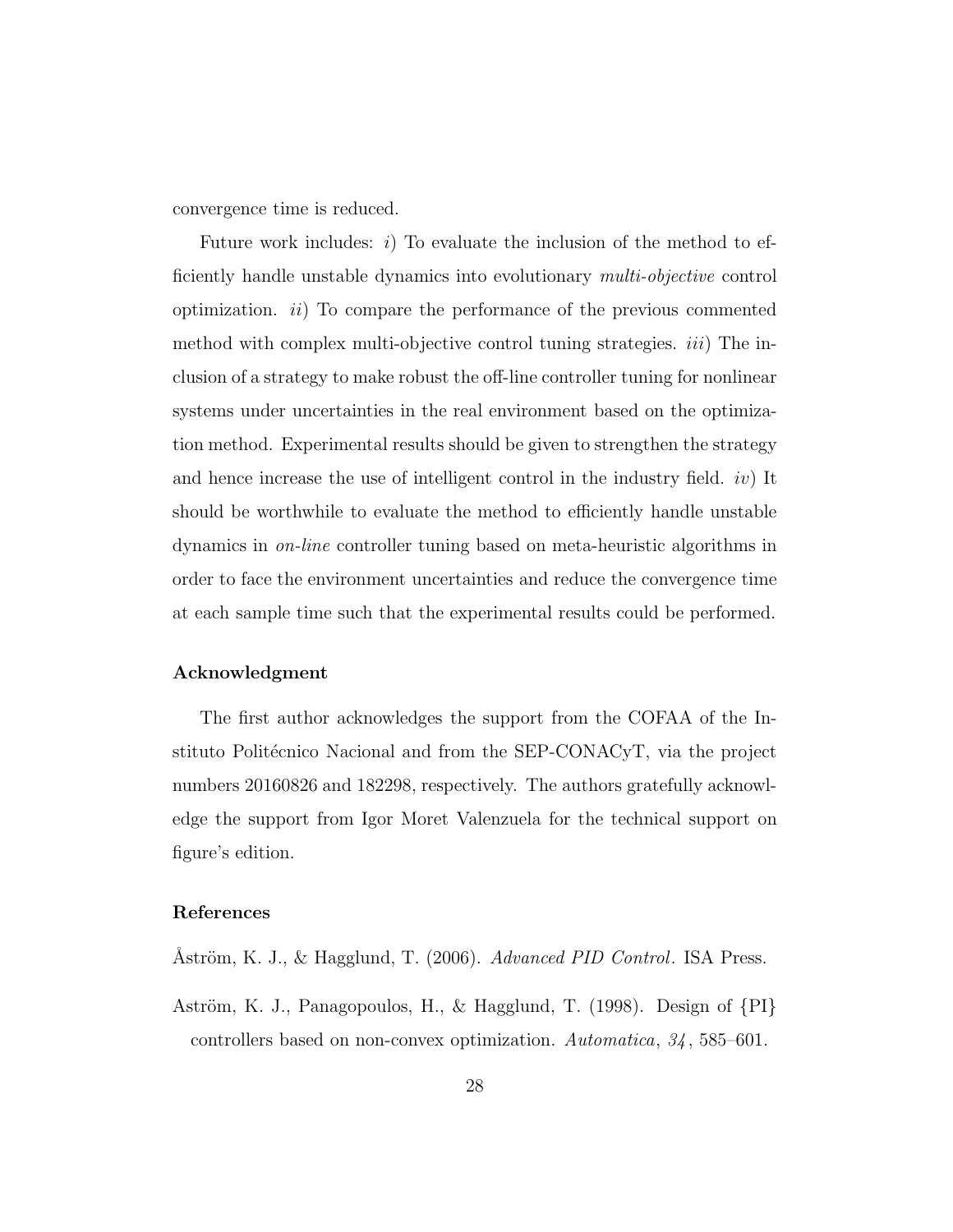convergence time is reduced.

Future work includes: *i*) To evaluate the inclusion of the method to efficiently handle unstable dynamics into evolutionary *multi-objective* control optimization. *ii*) To compare the performance of the previous commented method with complex multi-objective control tuning strategies. *iii*) The inclusion of a strategy to make robust the off-line controller tuning for nonlinear systems under uncertainties in the real environment based on the optimization method. Experimental results should be given to strengthen the strategy and hence increase the use of intelligent control in the industry field. *iv*) It should be worthwhile to evaluate the method to efficiently handle unstable dynamics in *on-line* controller tuning based on meta-heuristic algorithms in order to face the environment uncertainties and reduce the convergence time at each sample time such that the experimental results could be performed.

### Acknowledgment

The first author acknowledges the support from the COFAA of the Instituto Politécnico Nacional and from the SEP-CONACyT, via the project numbers 20160826 and 182298, respectively. The authors gratefully acknowledge the support from Igor Moret Valenzuela for the technical support on figure's edition.

### References

Åström, K. J., & Hagglund, T. (2006). *Advanced PID Control*. ISA Press.

Aström, K. J., Panagopoulos, H., & Hagglund, T. (1998). Design of {PI} controllers based on non-convex optimization. *Automatica*, *34*, 585–601.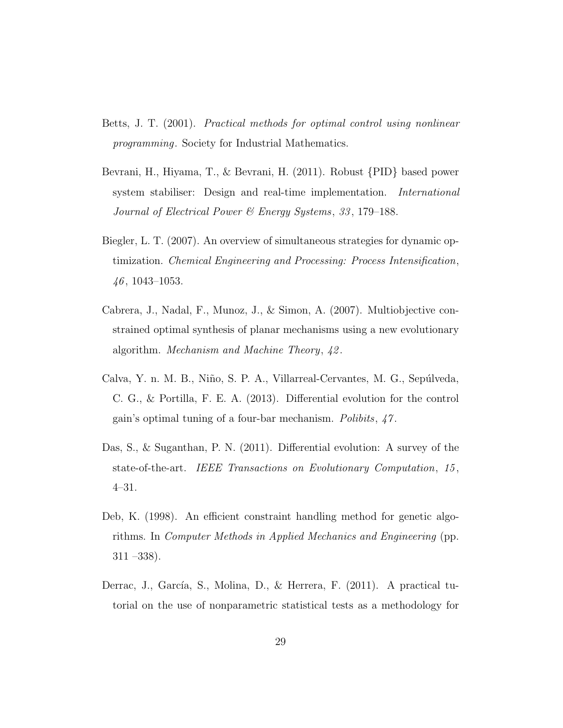Betts, J. T. (2001). *Practical methods for optimal control using nonlinear programming*. Society for Industrial Mathematics.

Bevrani, H., Hiyama, T., & Bevrani, H. (2011). Robust {PID} based power system stabiliser: Design and real-time implementation. *International Journal of Electrical Power & Energy Systems*, *33*, 179–188.

Biegler, L. T. (2007). An overview of simultaneous strategies for dynamic optimization. *Chemical Engineering and Processing: Process Intensification*, *46*, 1043–1053.

Cabrera, J., Nadal, F., Munoz, J., & Simon, A. (2007). Multiobjective constrained optimal synthesis of planar mechanisms using a new evolutionary algorithm. *Mechanism and Machine Theory*, *42*.

Calva, Y. n. M. B., Niño, S. P. A., Villarreal-Cervantes, M. G., Sepúlveda, C. G., & Portilla, F. E. A. (2013). Differential evolution for the control gain's optimal tuning of a four-bar mechanism. *Polibits*, *47*.

Das, S., & Suganthan, P. N. (2011). Differential evolution: A survey of the state-of-the-art. *IEEE Transactions on Evolutionary Computation*, *15*, 4–31.

Deb, K. (1998). An efficient constraint handling method for genetic algorithms. In *Computer Methods in Applied Mechanics and Engineering* (pp. 311 –338).

Derrac, J., García, S., Molina, D., & Herrera, F. (2011). A practical tutorial on the use of nonparametric statistical tests as a methodology for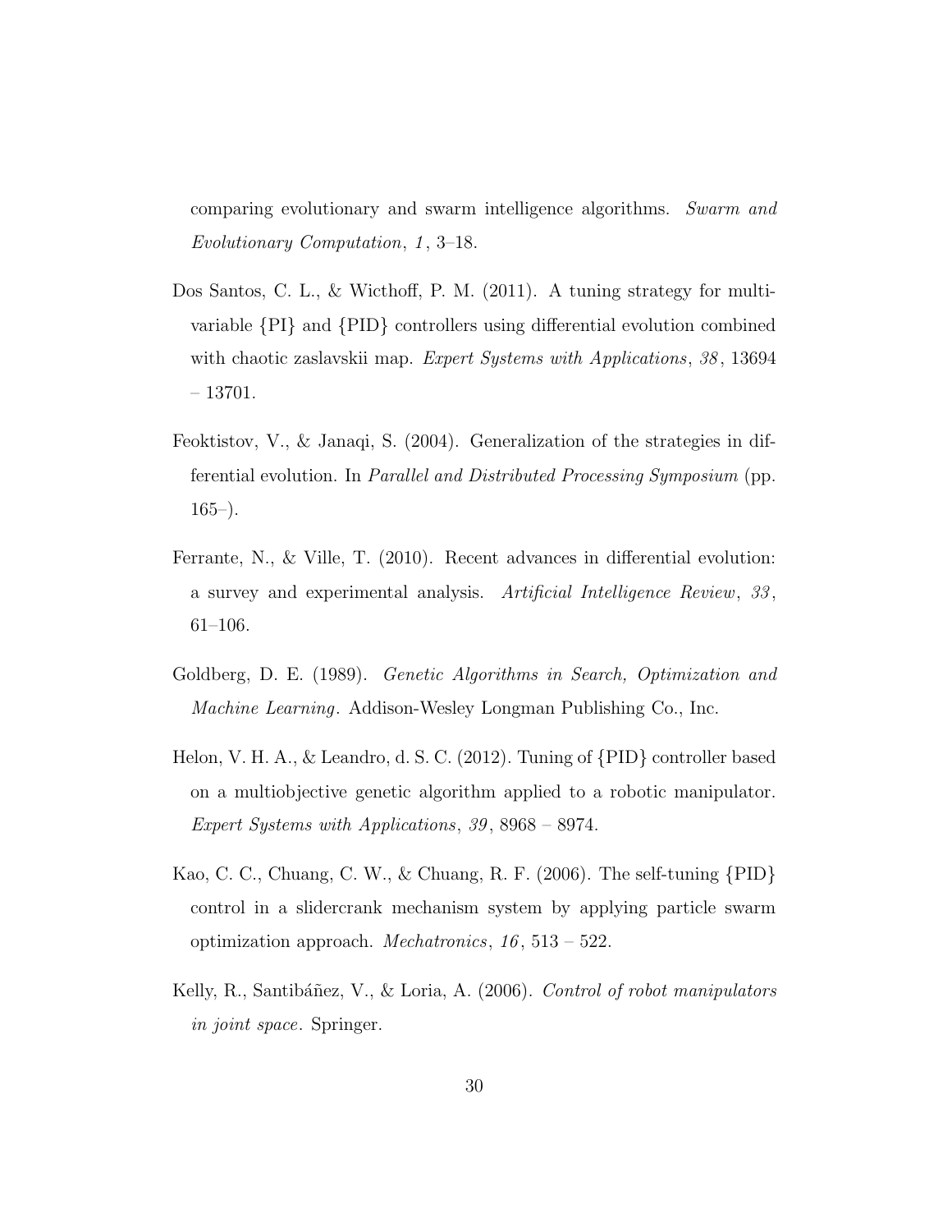comparing evolutionary and swarm intelligence algorithms. *Swarm and Evolutionary Computation*, *1*, 3–18.

Dos Santos, C. L., & Wicthoff, P. M. (2011). A tuning strategy for multivariable {PI} and {PID} controllers using differential evolution combined with chaotic zaslavskii map. *Expert Systems with Applications*, *38*, 13694 – 13701.

Feoktistov, V., & Janaqi, S. (2004). Generalization of the strategies in differential evolution. In *Parallel and Distributed Processing Symposium* (pp. 165–).

Ferrante, N., & Ville, T. (2010). Recent advances in differential evolution: a survey and experimental analysis. *Artificial Intelligence Review*, *33*, 61–106.

Goldberg, D. E. (1989). *Genetic Algorithms in Search, Optimization and Machine Learning*. Addison-Wesley Longman Publishing Co., Inc.

Helon, V. H. A., & Leandro, d. S. C. (2012). Tuning of {PID} controller based on a multiobjective genetic algorithm applied to a robotic manipulator. *Expert Systems with Applications*, *39*, 8968 – 8974.

Kao, C. C., Chuang, C. W., & Chuang, R. F. (2006). The self-tuning {PID} control in a slidercrank mechanism system by applying particle swarm optimization approach. *Mechatronics*, *16*, 513 – 522.

Kelly, R., Santibáñez, V., & Loria, A. (2006). *Control of robot manipulators in joint space*. Springer.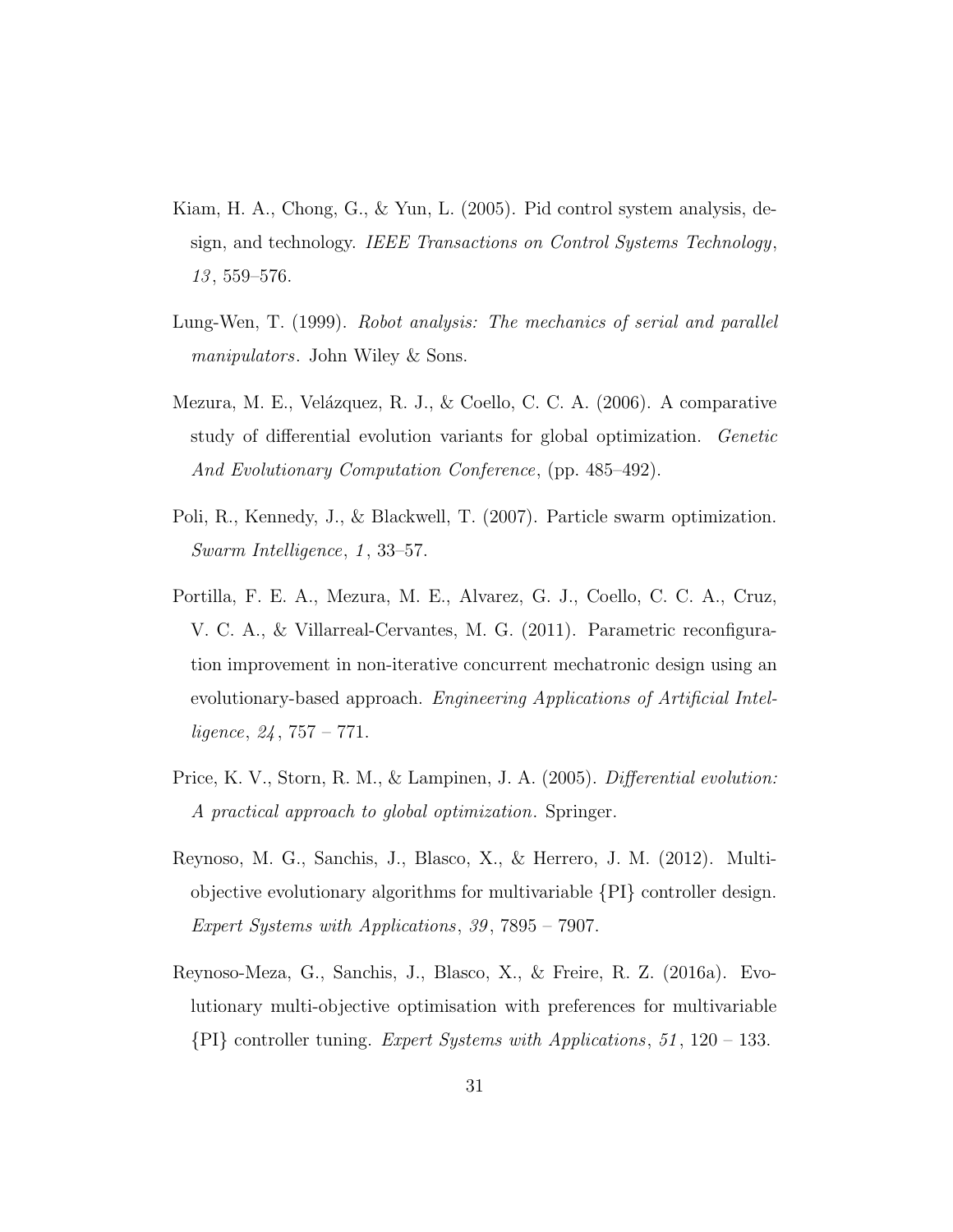Kiam, H. A., Chong, G., & Yun, L. (2005). Pid control system analysis, design, and technology. *IEEE Transactions on Control Systems Technology*, *13*, 559–576.

Lung-Wen, T. (1999). *Robot analysis: The mechanics of serial and parallel manipulators*. John Wiley & Sons.

Mezura, M. E., Velázquez, R. J., & Coello, C. C. A. (2006). A comparative study of differential evolution variants for global optimization. *Genetic And Evolutionary Computation Conference*, (pp. 485–492).

Poli, R., Kennedy, J., & Blackwell, T. (2007). Particle swarm optimization. *Swarm Intelligence*, *1*, 33–57.

Portilla, F. E. A., Mezura, M. E., Alvarez, G. J., Coello, C. C. A., Cruz, V. C. A., & Villarreal-Cervantes, M. G. (2011). Parametric reconfiguration improvement in non-iterative concurrent mechatronic design using an evolutionary-based approach. *Engineering Applications of Artificial Intelligence*, *24*, 757 – 771.

Price, K. V., Storn, R. M., & Lampinen, J. A. (2005). *Differential evolution: A practical approach to global optimization*. Springer.

Reynoso, M. G., Sanchis, J., Blasco, X., & Herrero, J. M. (2012). Multiobjective evolutionary algorithms for multivariable {PI} controller design. *Expert Systems with Applications*, *39*, 7895 – 7907.

Reynoso-Meza, G., Sanchis, J., Blasco, X., & Freire, R. Z. (2016a). Evolutionary multi-objective optimisation with preferences for multivariable {PI} controller tuning. *Expert Systems with Applications*, *51*, 120 – 133.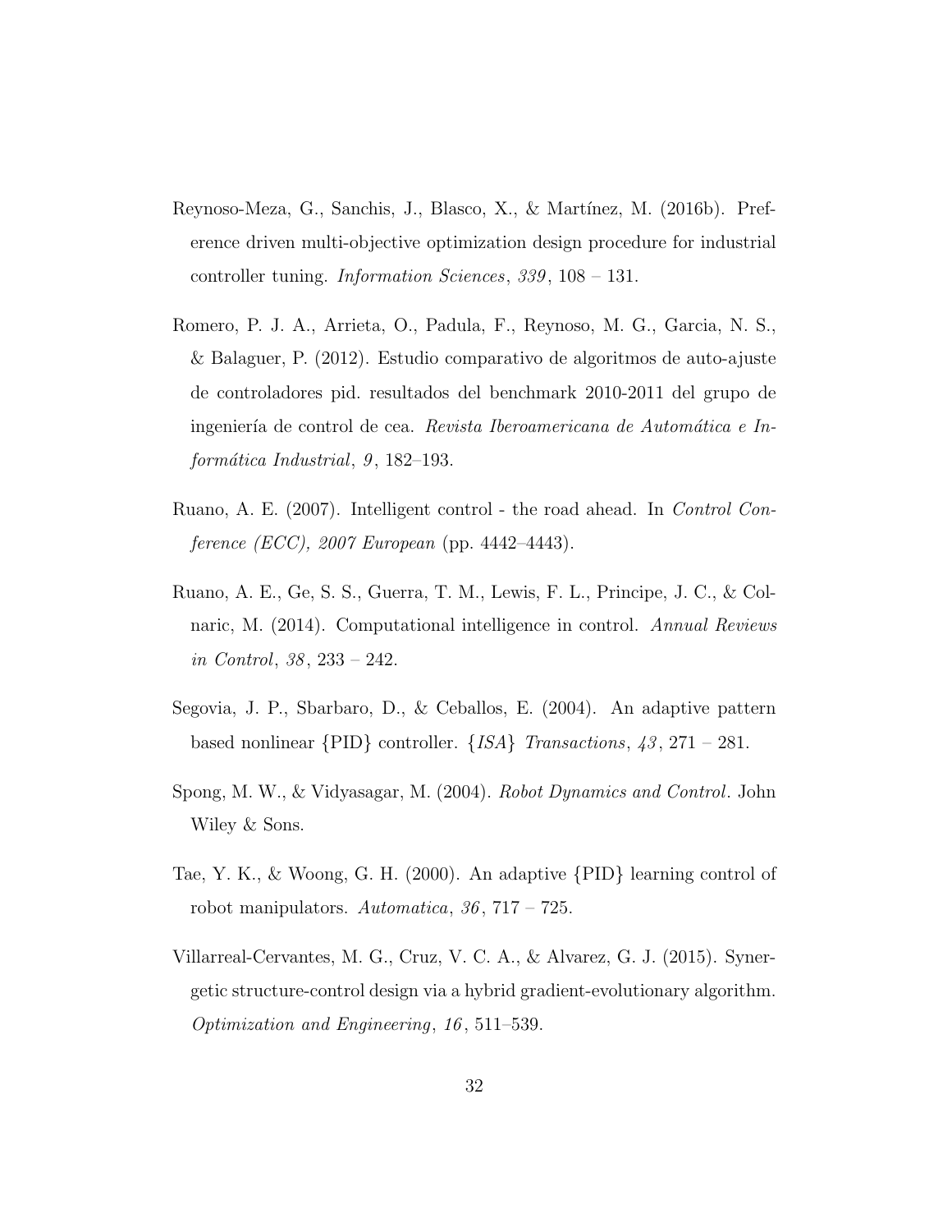Reynoso-Meza, G., Sanchis, J., Blasco, X., & Martínez, M. (2016b). Preference driven multi-objective optimization design procedure for industrial controller tuning. *Information Sciences*, *339*, 108 – 131.

Romero, P. J. A., Arrieta, O., Padula, F., Reynoso, M. G., Garcia, N. S., & Balaguer, P. (2012). Estudio comparativo de algoritmos de auto-ajuste de controladores pid. resultados del benchmark 2010-2011 del grupo de ingeniería de control de cea. *Revista Iberoamericana de Automática e Informática Industrial*, *9*, 182–193.

Ruano, A. E. (2007). Intelligent control - the road ahead. In *Control Conference (ECC), 2007 European* (pp. 4442–4443).

Ruano, A. E., Ge, S. S., Guerra, T. M., Lewis, F. L., Principe, J. C., & Colnaric, M. (2014). Computational intelligence in control. *Annual Reviews in Control*, *38*, 233 – 242.

Segovia, J. P., Sbarbaro, D., & Ceballos, E. (2004). An adaptive pattern based nonlinear {PID} controller. *{ISA} Transactions*, *43*, 271 – 281.

Spong, M. W., & Vidyasagar, M. (2004). *Robot Dynamics and Control*. John Wiley & Sons.

Tae, Y. K., & Woong, G. H. (2000). An adaptive {PID} learning control of robot manipulators. *Automatica*, *36*, 717 – 725.

Villarreal-Cervantes, M. G., Cruz, V. C. A., & Alvarez, G. J. (2015). Synergetic structure-control design via a hybrid gradient-evolutionary algorithm. *Optimization and Engineering*, *16*, 511–539.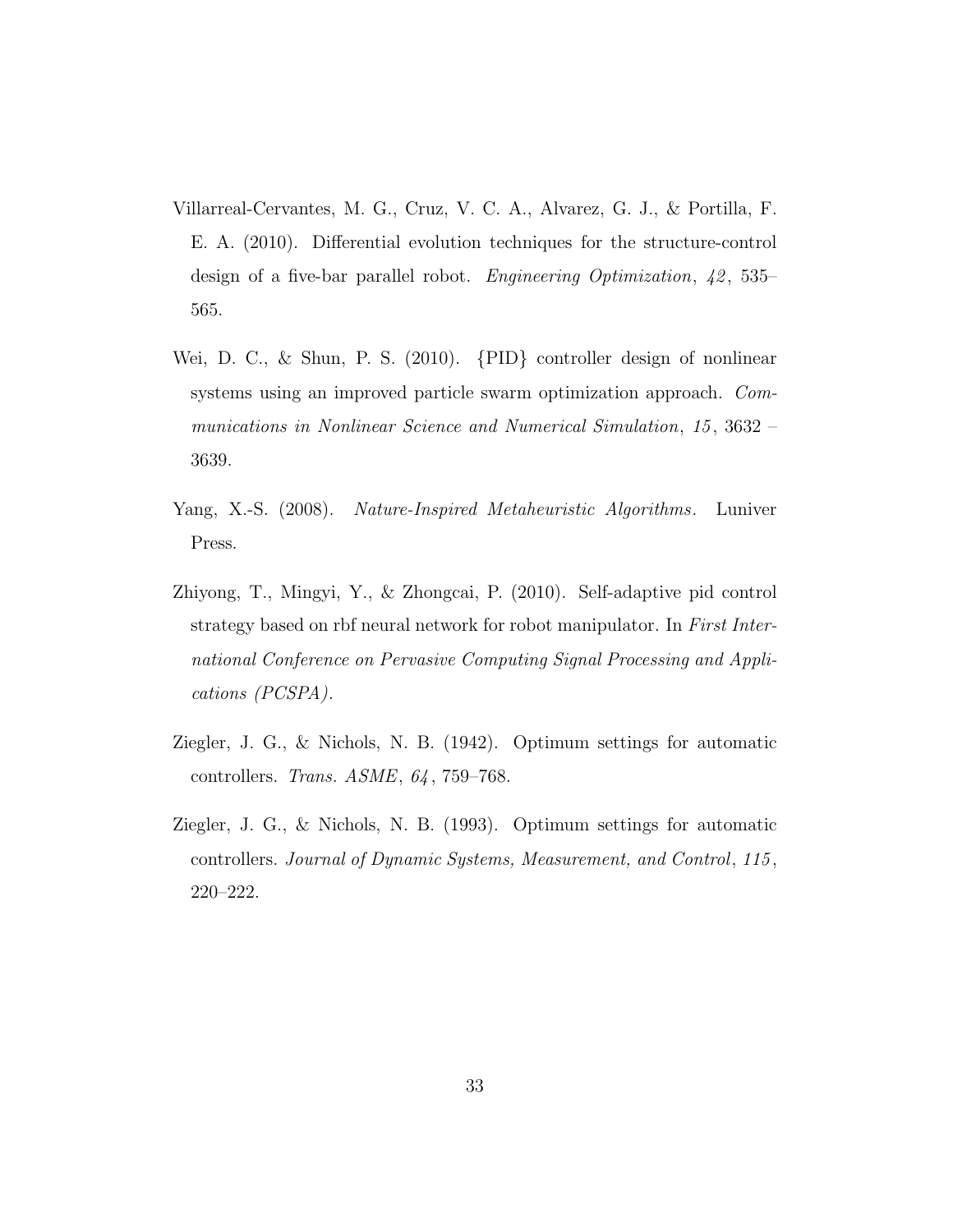Villarreal-Cervantes, M. G., Cruz, V. C. A., Alvarez, G. J., & Portilla, F. E. A. (2010). Differential evolution techniques for the structure-control design of a five-bar parallel robot. *Engineering Optimization*, *42*, 535–565.

Wei, D. C., & Shun, P. S. (2010). {PID} controller design of nonlinear systems using an improved particle swarm optimization approach. *Communications in Nonlinear Science and Numerical Simulation*, *15*, 3632 – 3639.

Yang, X.-S. (2008). *Nature-Inspired Metaheuristic Algorithms*. Luniver Press.

Zhiyong, T., Mingyi, Y., & Zhongcai, P. (2010). Self-adaptive pid control strategy based on rbf neural network for robot manipulator. In *First International Conference on Pervasive Computing Signal Processing and Applications (PCSPA)*.

Ziegler, J. G., & Nichols, N. B. (1942). Optimum settings for automatic controllers. *Trans. ASME*, *64*, 759–768.

Ziegler, J. G., & Nichols, N. B. (1993). Optimum settings for automatic controllers. *Journal of Dynamic Systems, Measurement, and Control*, *115*, 220–222.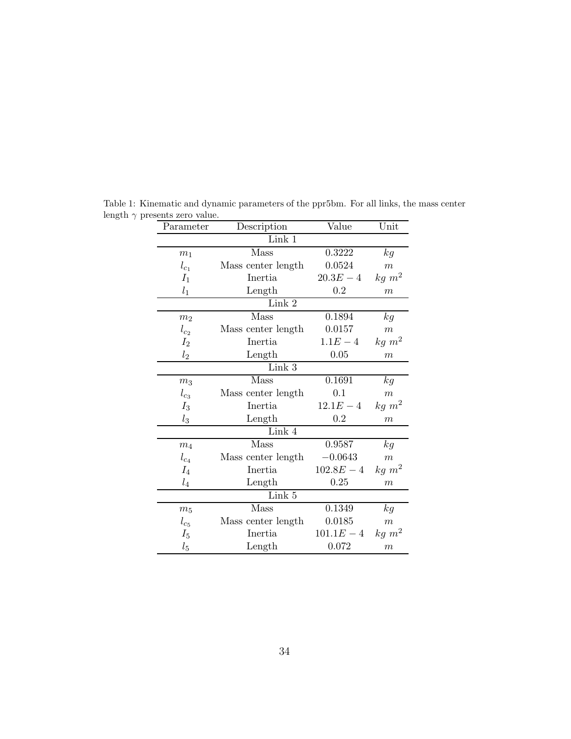Table 1: Kinematic and dynamic parameters of the ppr5bm. For all links, the mass center length $\gamma$ presents zero value.

| Parameter | Description | Value | Unit |
|---|---|---|---|
| | Link 1 | | |
| $m_1$ | Mass | 0.3222 | $kg$ |
| $l_{c_1}$ | Mass center length | 0.0524 | $m$ |
| $I_1$ | Inertia | $20.3E-4$ | $kg\ m^2$ |
| $l_1$ | Length | 0.2 | $m$ |
| | Link 2 | | |
| $m_2$ | Mass | 0.1894 | $kg$ |
| $l_{c_2}$ | Mass center length | 0.0157 | $m$ |
| $I_2$ | Inertia | $1.1E-4$ | $kg\ m^2$ |
| $l_2$ | Length | 0.05 | $m$ |
| | Link 3 | | |
| $m_3$ | Mass | 0.1691 | $kg$ |
| $l_{c_3}$ | Mass center length | 0.1 | $m$ |
| $I_3$ | Inertia | $12.1E-4$ | $kg\ m^2$ |
| $l_3$ | Length | 0.2 | $m$ |
| | Link 4 | | |
| $m_4$ | Mass | 0.9587 | $kg$ |
| $l_{c_4}$ | Mass center length | $-0.0643$ | $m$ |
| $I_4$ | Inertia | $102.8E-4$ | $kg\ m^2$ |
| $l_4$ | Length | 0.25 | $m$ |
| | Link 5 | | |
| $m_5$ | Mass | 0.1349 | $kg$ |
| $l_{c_5}$ | Mass center length | 0.0185 | $m$ |
| $I_5$ | Inertia | $101.1E-4$ | $kg\ m^2$ |
| $l_5$ | Length | 0.072 | $m$ |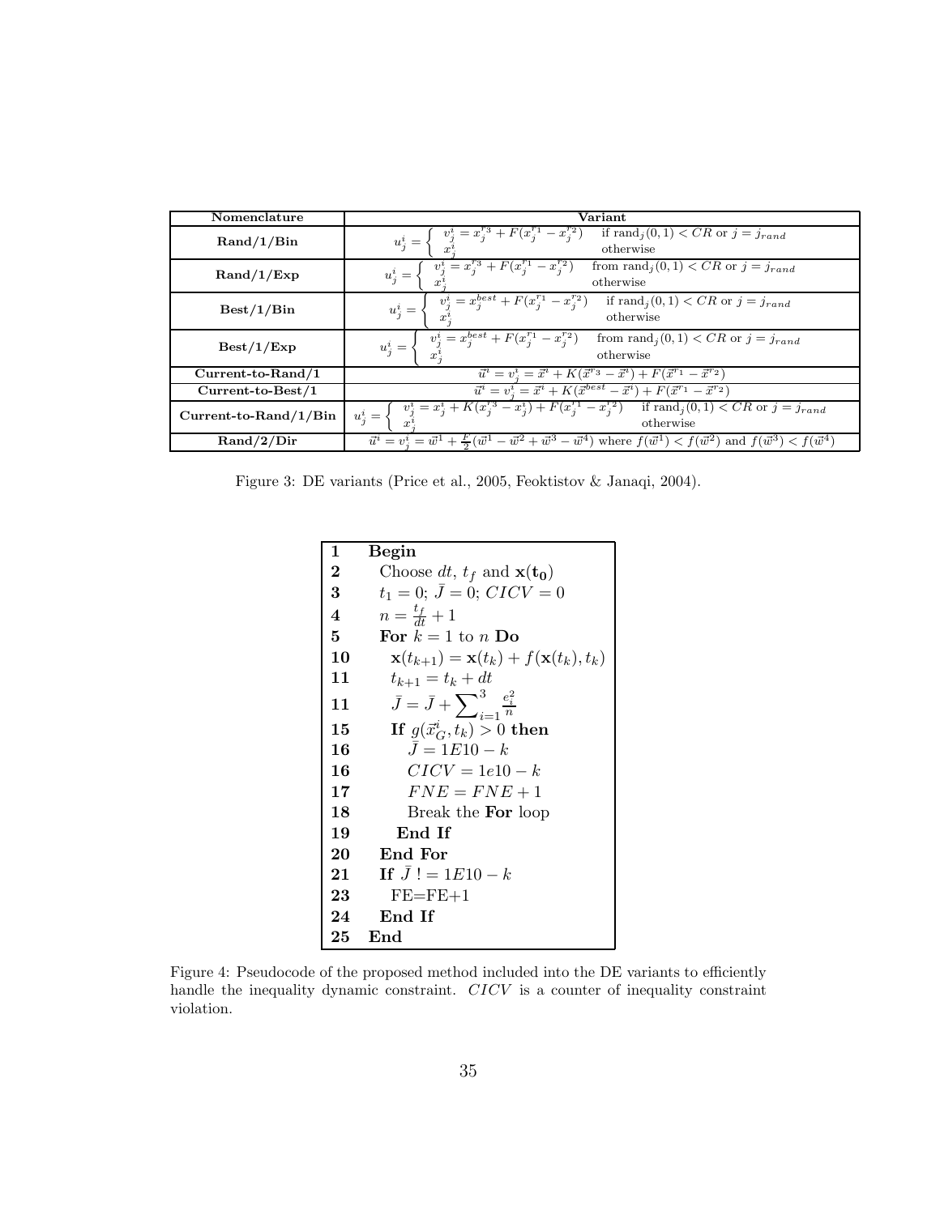| Nomenclature | Variant |
|---|---|
| **Rand/1/Bin** | $u^i_j = \begin{cases} v^i_j = x^{r_3}_j + F(x^{r_1}_j - x^{r_2}_j) & \text{if } \text{rand}_j(0,1) < CR \text{ or } j = j_{rand} \\ x^i_j & \text{otherwise} \end{cases}$ |
| **Rand/1/Exp** | $u^i_j = \begin{cases} v^i_j = x^{r_3}_j + F(x^{r_1}_j - x^{r_2}_j) & \text{from } \text{rand}_j(0,1) < CR \text{ or } j = j_{rand} \\ x^i_j & \text{otherwise} \end{cases}$ |
| **Best/1/Bin** | $u^i_j = \begin{cases} v^i_j = x^{best}_j + F(x^{r_1}_j - x^{r_2}_j) & \text{if } \text{rand}_j(0,1) < CR \text{ or } j = j_{rand} \\ x^i_j & \text{otherwise} \end{cases}$ |
| **Best/1/Exp** | $u^i_j = \begin{cases} v^i_j = x^{best}_j + F(x^{r_1}_j - x^{r_2}_j) & \text{from } \text{rand}_j(0,1) < CR \text{ or } j = j_{rand} \\ x^i_j & \text{otherwise} \end{cases}$ |
| **Current-to-Rand/1** | $\vec{u}^i = v^i_j = \vec{x}^i + K(\vec{x}^{r_3} - \vec{x}^i) + F(\vec{x}^{r_1} - \vec{x}^{r_2})$ |
| **Current-to-Best/1** | $\vec{u}^i = v^i_j = \vec{x}^i + K(\vec{x}^{best} - \vec{x}^i) + F(\vec{x}^{r_1} - \vec{x}^{r_2})$ |
| **Current-to-Rand/1/Bin** | $u^i_j = \begin{cases} v^i_j = x^i_j + K(x^{r_3}_j - x^i_j) + F(x^{r_1}_j - x^{r_2}_j) & \text{if } \text{rand}_j(0,1) < CR \text{ or } j = j_{rand} \\ x^i_j & \text{otherwise} \end{cases}$ |
| **Rand/2/Dir** | $\vec{u}^i = v^i_j = \vec{w}^1 + \frac{F}{2}(\vec{w}^1 - \vec{w}^2 + \vec{w}^3 - \vec{w}^4)$ where $f(\vec{w}^1) < f(\vec{w}^2)$ and $f(\vec{w}^3) < f(\vec{w}^4)$ |

Figure 3: DE variants (Price et al., 2005, Feoktistov & Janaqi, 2004).

| | |
|---|---|
| **1** | **Begin** |
| **2** | Choose $dt$, $t_f$ and $\mathbf{x}(\mathbf{t_0})$ |
| **3** | $t_1 = 0$; $\bar{J} = 0$; $CICV = 0$ |
| **4** | $n = \frac{t_f}{dt} + 1$ |
| **5** | **For** $k = 1$ to $n$ **Do** |
| **10** | $\mathbf{x}(t_{k+1}) = \mathbf{x}(t_k) + f(\mathbf{x}(t_k), t_k)$ |
| **11** | $t_{k+1} = t_k + dt$ |
| **11** | $\bar{J} = \bar{J} + \sum_{i=1}^{3} \frac{e_i^2}{n}$ |
| **15** | **If** $g(\vec{x}^i_G, t_k) > 0$ **then** |
| **16** | $\bar{J} = 1E10 - k$ |
| **16** | $CICV = 1e10 - k$ |
| **17** | $FNE = FNE + 1$ |
| **18** | Break the **For** loop |
| **19** | **End If** |
| **20** | **End For** |
| **21** | **If** $\bar{J}\ != 1E10 - k$ |
| **23** | FE=FE+1 |
| **24** | **End If** |
| **25** | **End** |

Figure 4: Pseudocode of the proposed method included into the DE variants to efficiently handle the inequality dynamic constraint. $CICV$ is a counter of inequality constraint violation.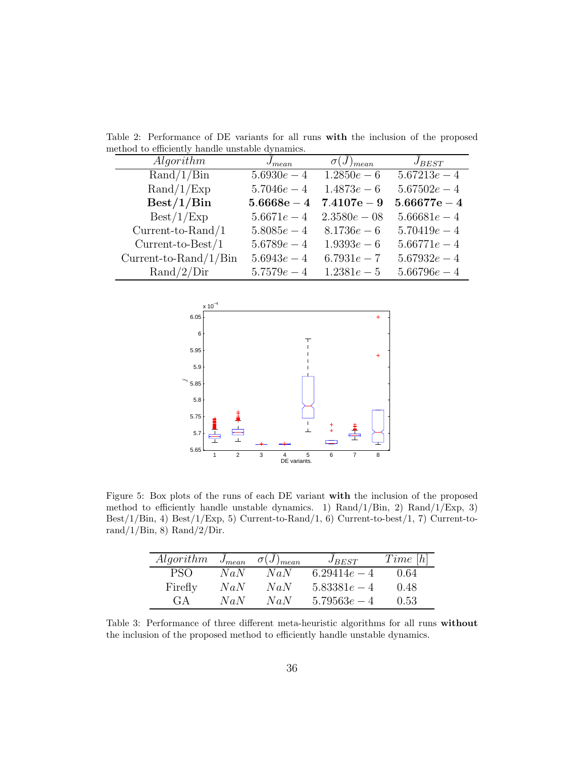Table 2: Performance of DE variants for all runs **with** the inclusion of the proposed method to efficiently handle unstable dynamics.

| $Algorithm$ | $\bar{J}_{mean}$ | $\sigma(\bar{J})_{mean}$ | $\bar{J}_{BEST}$ |
|---|---|---|---|
| Rand/1/Bin | $5.6930e-4$ | $1.2850e-6$ | $5.67213e-4$ |
| Rand/1/Exp | $5.7046e-4$ | $1.4873e-6$ | $5.67502e-4$ |
| **Best/1/Bin** | $\mathbf{5.6668e-4}$ | $\mathbf{7.4107e-9}$ | $\mathbf{5.66677e-4}$ |
| Best/1/Exp | $5.6671e-4$ | $2.3580e-08$ | $5.66681e-4$ |
| Current-to-Rand/1 | $5.8085e-4$ | $8.1736e-6$ | $5.70419e-4$ |
| Current-to-Best/1 | $5.6789e-4$ | $1.9393e-6$ | $5.66771e-4$ |
| Current-to-Rand/1/Bin | $5.6943e-4$ | $6.7931e-7$ | $5.67932e-4$ |
| Rand/2/Dir | $5.7579e-4$ | $1.2381e-5$ | $5.66796e-4$ |

Figure 5: Box plots of the runs of each DE variant **with** the inclusion of the proposed method to efficiently handle unstable dynamics. 1) Rand/1/Bin, 2) Rand/1/Exp, 3) Best/1/Bin, 4) Best/1/Exp, 5) Current-to-Rand/1, 6) Current-to-best/1, 7) Current-to-rand/1/Bin, 8) Rand/2/Dir.

| $Algorithm$ | $\bar{J}_{mean}$ | $\sigma(\bar{J})_{mean}$ | $\bar{J}_{BEST}$ | $Time\ [h]$ |
|---|---|---|---|---|
| PSO | $NaN$ | $NaN$ | $6.29414e-4$ | 0.64 |
| Firefly | $NaN$ | $NaN$ | $5.83381e-4$ | 0.48 |
| GA | $NaN$ | $NaN$ | $5.79563e-4$ | 0.53 |

Table 3: Performance of three different meta-heuristic algorithms for all runs **without** the inclusion of the proposed method to efficiently handle unstable dynamics.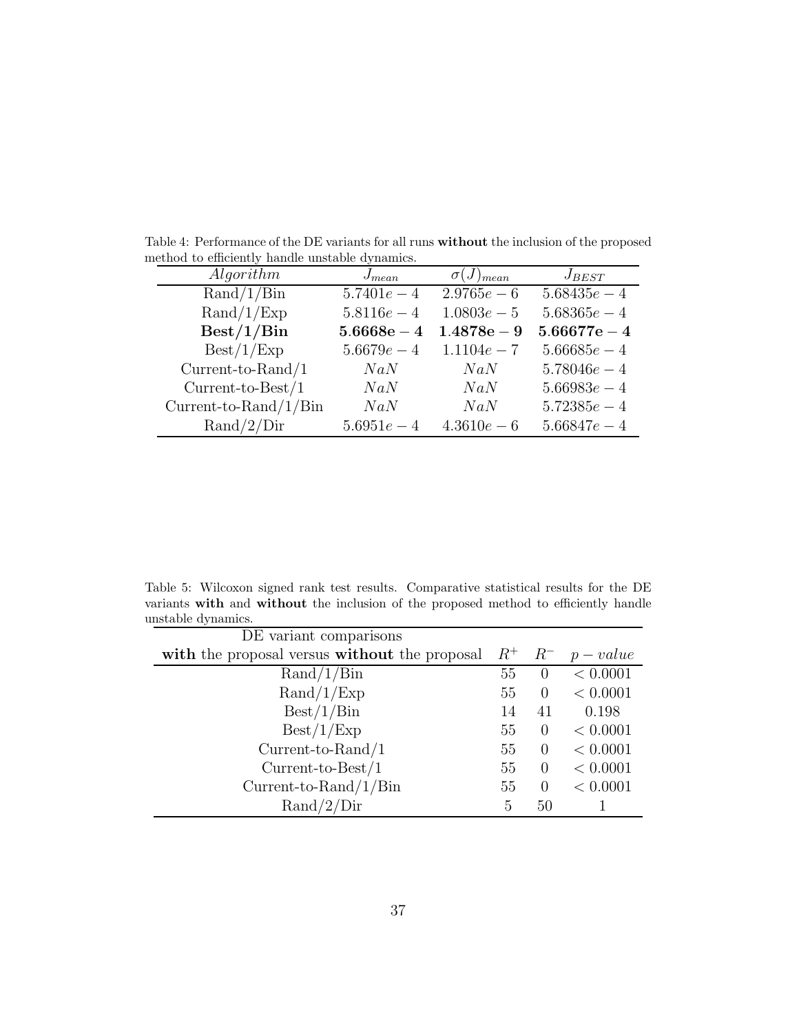Table 4: Performance of the DE variants for all runs **without** the inclusion of the proposed method to efficiently handle unstable dynamics.

| *Algorithm* | $J_{mean}$ | $\sigma(J)_{mean}$ | $J_{BEST}$ |
|---|---|---|---|
| Rand/1/Bin | $5.7401e-4$ | $2.9765e-6$ | $5.68435e-4$ |
| Rand/1/Exp | $5.8116e-4$ | $1.0803e-5$ | $5.68365e-4$ |
| **Best/1/Bin** | $\mathbf{5.6668e-4}$ | $\mathbf{1.4878e-9}$ | $\mathbf{5.66677e-4}$ |
| Best/1/Exp | $5.6679e-4$ | $1.1104e-7$ | $5.66685e-4$ |
| Current-to-Rand/1 | *NaN* | *NaN* | $5.78046e-4$ |
| Current-to-Best/1 | *NaN* | *NaN* | $5.66983e-4$ |
| Current-to-Rand/1/Bin | *NaN* | *NaN* | $5.72385e-4$ |
| Rand/2/Dir | $5.6951e-4$ | $4.3610e-6$ | $5.66847e-4$ |

Table 5: Wilcoxon signed rank test results. Comparative statistical results for the DE variants **with** and **without** the inclusion of the proposed method to efficiently handle unstable dynamics.

| DE variant comparisons **with** the proposal versus **without** the proposal | $R^+$ | $R^-$ | $p-value$ |
|---|---|---|---|
| Rand/1/Bin | 55 | 0 | $< 0.0001$ |
| Rand/1/Exp | 55 | 0 | $< 0.0001$ |
| Best/1/Bin | 14 | 41 | 0.198 |
| Best/1/Exp | 55 | 0 | $< 0.0001$ |
| Current-to-Rand/1 | 55 | 0 | $< 0.0001$ |
| Current-to-Best/1 | 55 | 0 | $< 0.0001$ |
| Current-to-Rand/1/Bin | 55 | 0 | $< 0.0001$ |
| Rand/2/Dir | 5 | 50 | 1 |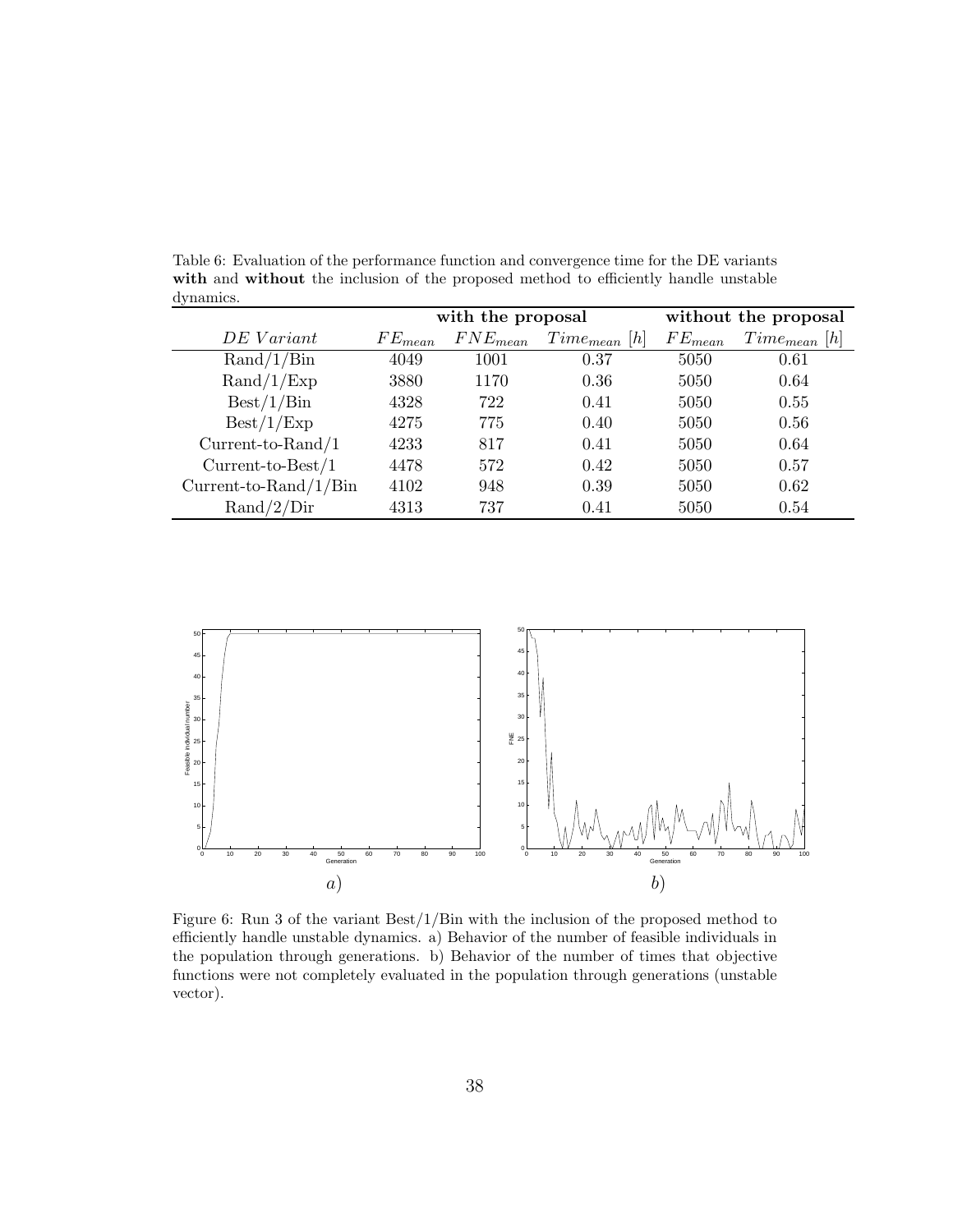Table 6: Evaluation of the performance function and convergence time for the DE variants **with** and **without** the inclusion of the proposed method to efficiently handle unstable dynamics.

| | with the proposal | | | without the proposal | |
|---|---|---|---|---|---|
| *DE Variant* | $FE_{mean}$ | $FNE_{mean}$ | $Time_{mean}$ $[h]$ | $FE_{mean}$ | $Time_{mean}$ $[h]$ |
| Rand/1/Bin | 4049 | 1001 | 0.37 | 5050 | 0.61 |
| Rand/1/Exp | 3880 | 1170 | 0.36 | 5050 | 0.64 |
| Best/1/Bin | 4328 | 722 | 0.41 | 5050 | 0.55 |
| Best/1/Exp | 4275 | 775 | 0.40 | 5050 | 0.56 |
| Current-to-Rand/1 | 4233 | 817 | 0.41 | 5050 | 0.64 |
| Current-to-Best/1 | 4478 | 572 | 0.42 | 5050 | 0.57 |
| Current-to-Rand/1/Bin | 4102 | 948 | 0.39 | 5050 | 0.62 |
| Rand/2/Dir | 4313 | 737 | 0.41 | 5050 | 0.54 |

Figure 6: Run 3 of the variant Best/1/Bin with the inclusion of the proposed method to efficiently handle unstable dynamics. a) Behavior of the number of feasible individuals in the population through generations. b) Behavior of the number of times that objective functions were not completely evaluated in the population through generations (unstable vector).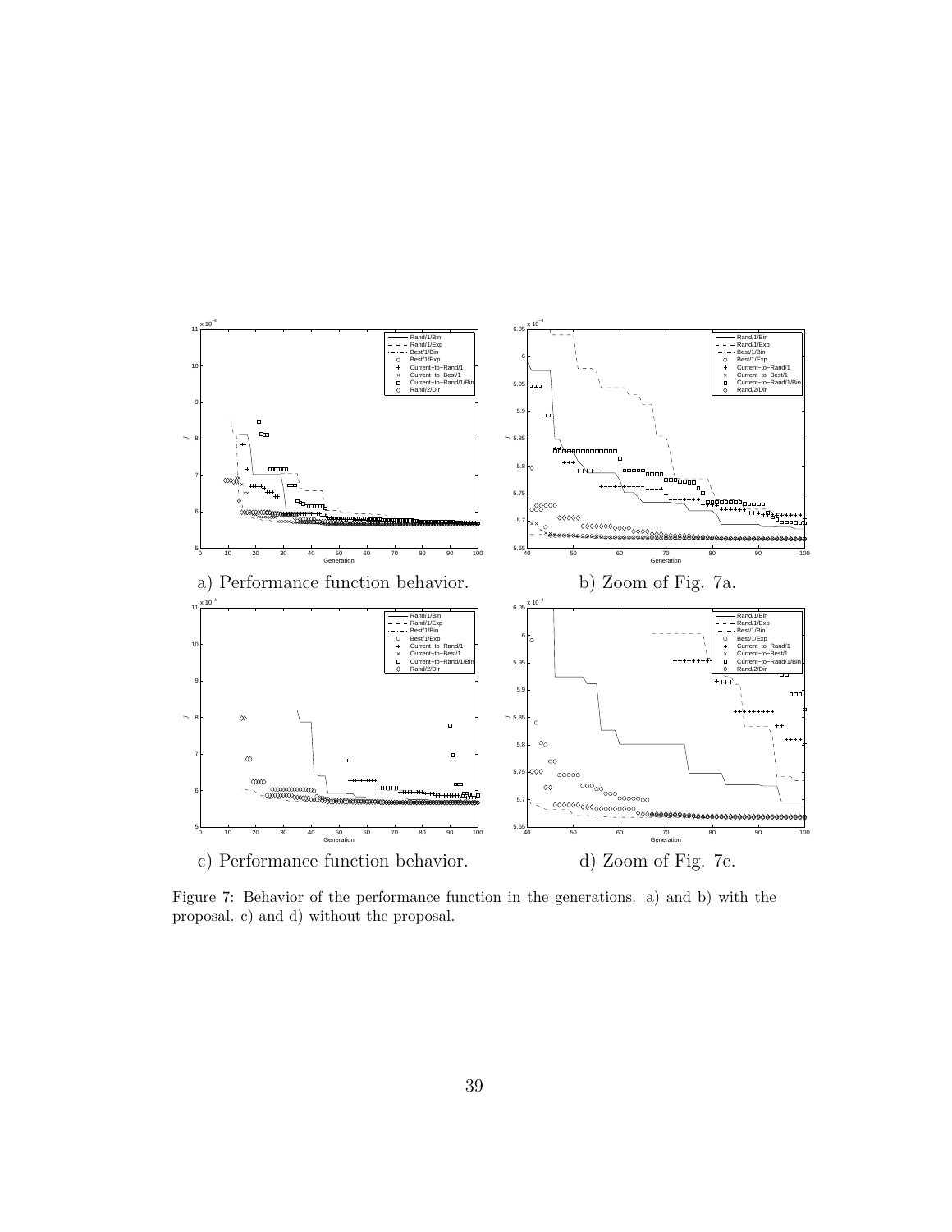a) Performance function behavior.

b) Zoom of Fig. 7a.

c) Performance function behavior.

d) Zoom of Fig. 7c.

Figure 7: Behavior of the performance function in the generations. a) and b) with the proposal. c) and d) without the proposal.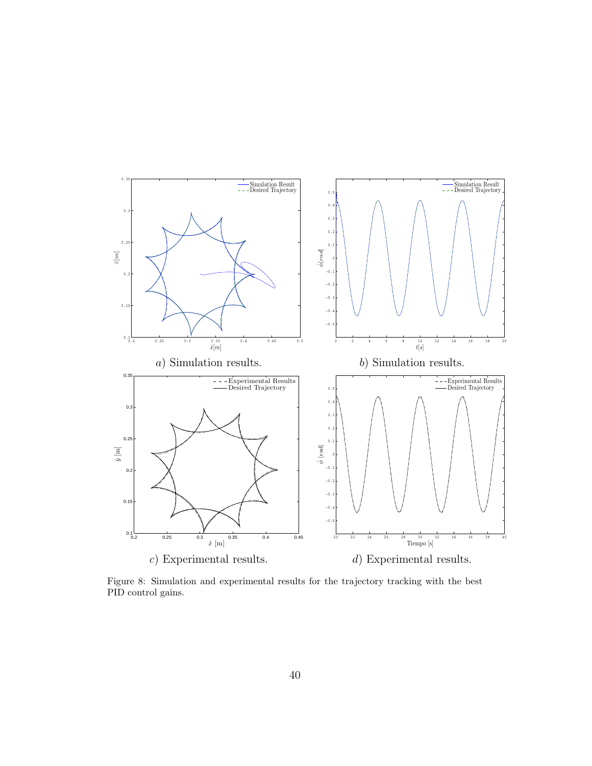*a*) Simulation results.

*b*) Simulation results.

*c*) Experimental results.

*d*) Experimental results.

Figure 8: Simulation and experimental results for the trajectory tracking with the best PID control gains.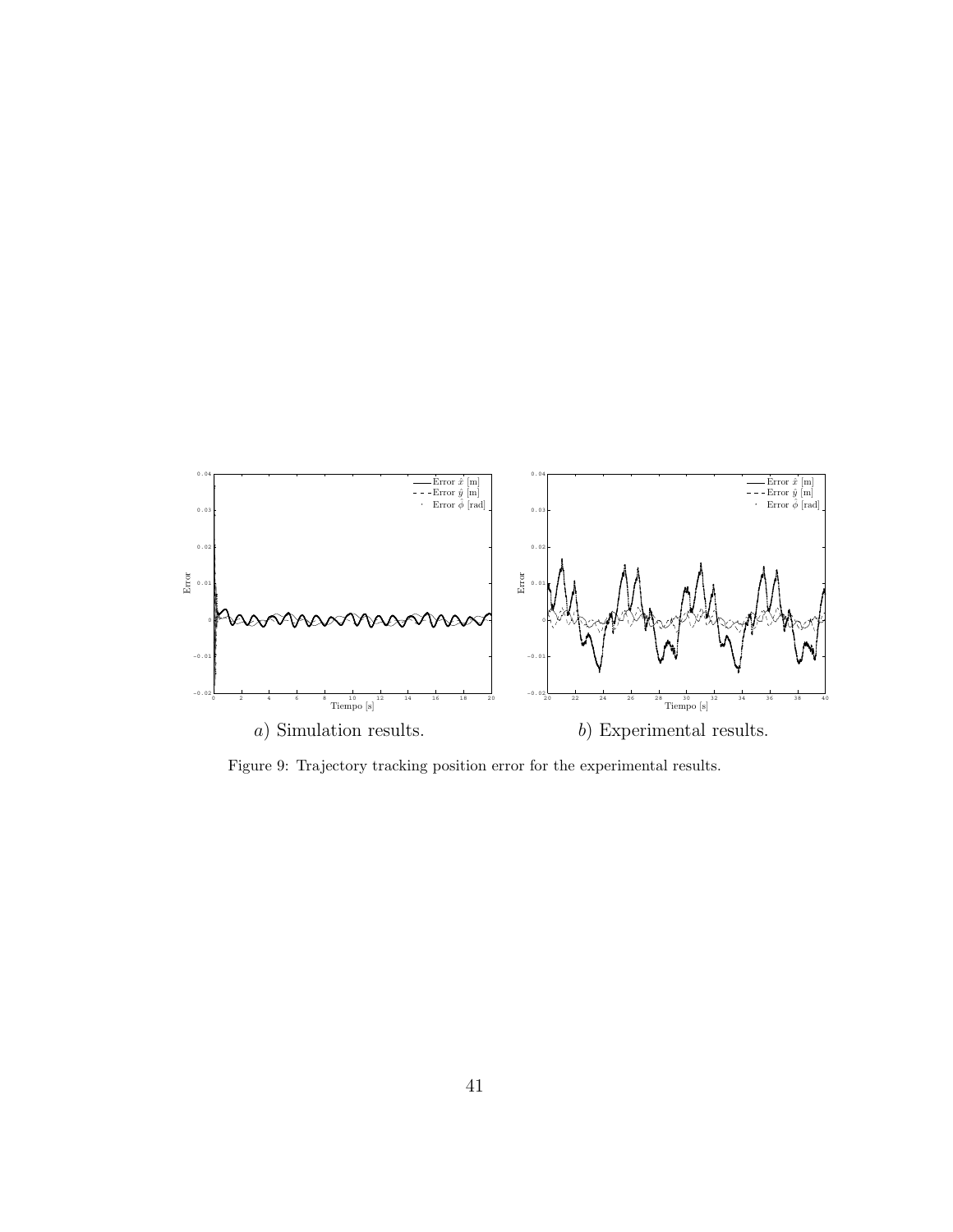$a$) Simulation results. $b$) Experimental results.

Figure 9: Trajectory tracking position error for the experimental results.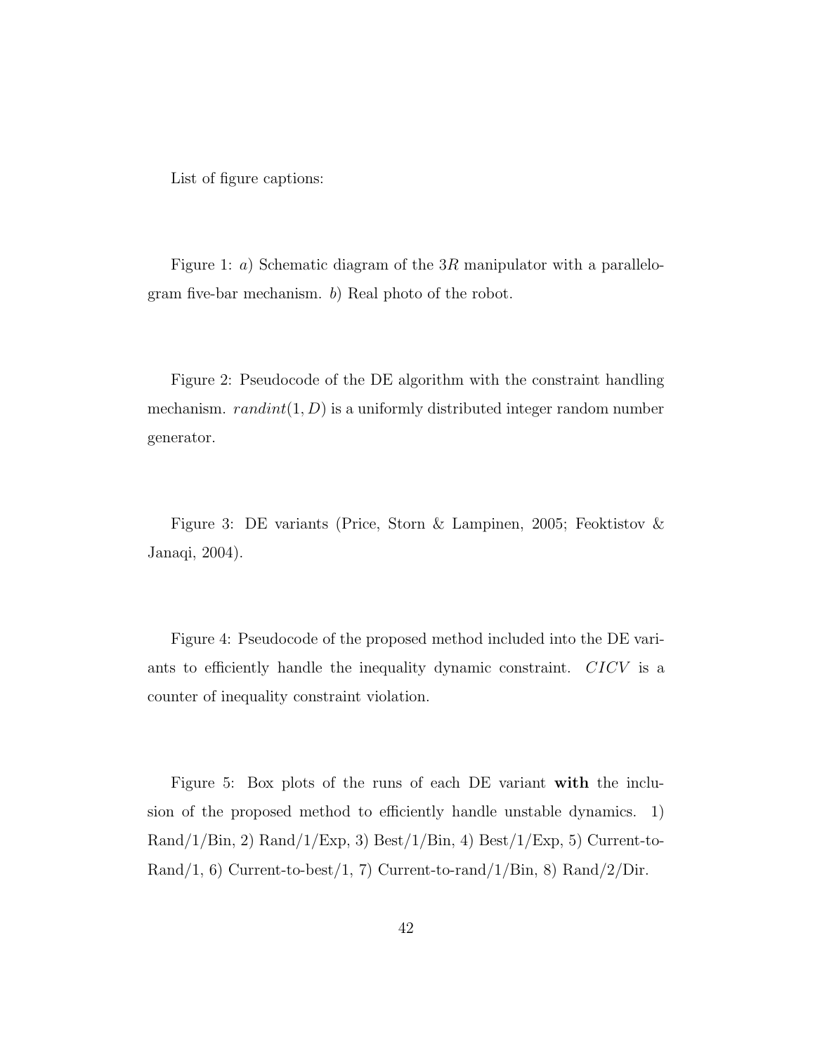List of figure captions:

Figure 1: *a*) Schematic diagram of the $3R$ manipulator with a parallelogram five-bar mechanism. *b*) Real photo of the robot.

Figure 2: Pseudocode of the DE algorithm with the constraint handling mechanism. $randint(1, D)$ is a uniformly distributed integer random number generator.

Figure 3: DE variants (Price, Storn & Lampinen, 2005; Feoktistov & Janaqi, 2004).

Figure 4: Pseudocode of the proposed method included into the DE variants to efficiently handle the inequality dynamic constraint. $CICV$ is a counter of inequality constraint violation.

Figure 5: Box plots of the runs of each DE variant **with** the inclusion of the proposed method to efficiently handle unstable dynamics. 1) Rand/1/Bin, 2) Rand/1/Exp, 3) Best/1/Bin, 4) Best/1/Exp, 5) Current-to-Rand/1, 6) Current-to-best/1, 7) Current-to-rand/1/Bin, 8) Rand/2/Dir.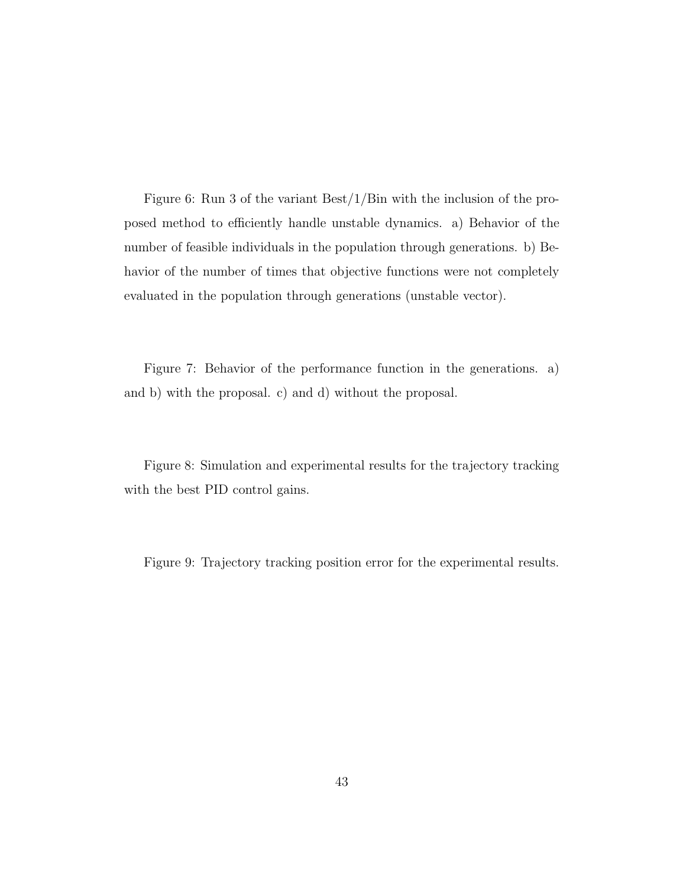Figure 6: Run 3 of the variant Best/1/Bin with the inclusion of the proposed method to efficiently handle unstable dynamics. a) Behavior of the number of feasible individuals in the population through generations. b) Behavior of the number of times that objective functions were not completely evaluated in the population through generations (unstable vector).

Figure 7: Behavior of the performance function in the generations. a) and b) with the proposal. c) and d) without the proposal.

Figure 8: Simulation and experimental results for the trajectory tracking with the best PID control gains.

Figure 9: Trajectory tracking position error for the experimental results.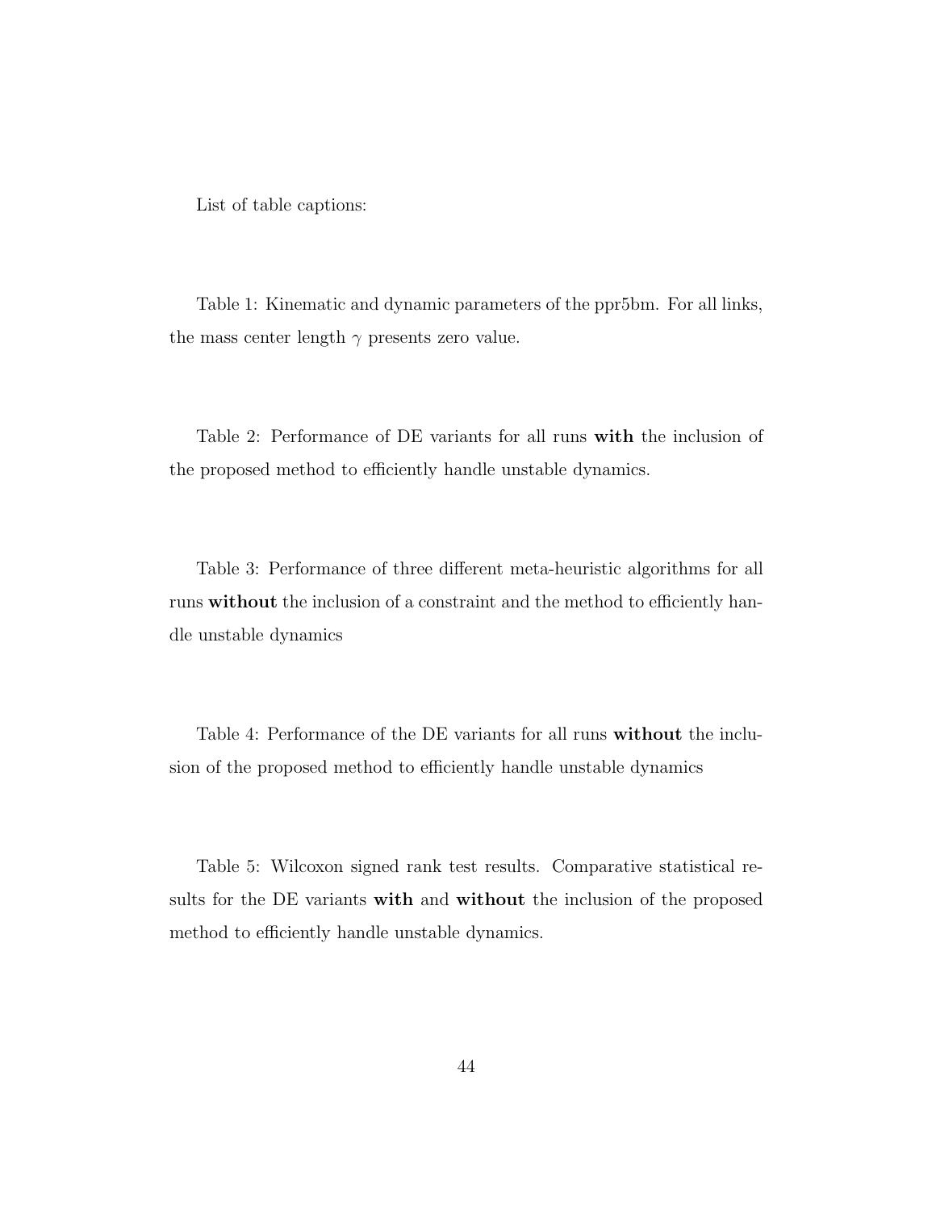List of table captions:

Table 1: Kinematic and dynamic parameters of the ppr5bm. For all links, the mass center length $\gamma$ presents zero value.

Table 2: Performance of DE variants for all runs **with** the inclusion of the proposed method to efficiently handle unstable dynamics.

Table 3: Performance of three different meta-heuristic algorithms for all runs **without** the inclusion of a constraint and the method to efficiently handle unstable dynamics

Table 4: Performance of the DE variants for all runs **without** the inclusion of the proposed method to efficiently handle unstable dynamics

Table 5: Wilcoxon signed rank test results. Comparative statistical results for the DE variants **with** and **without** the inclusion of the proposed method to efficiently handle unstable dynamics.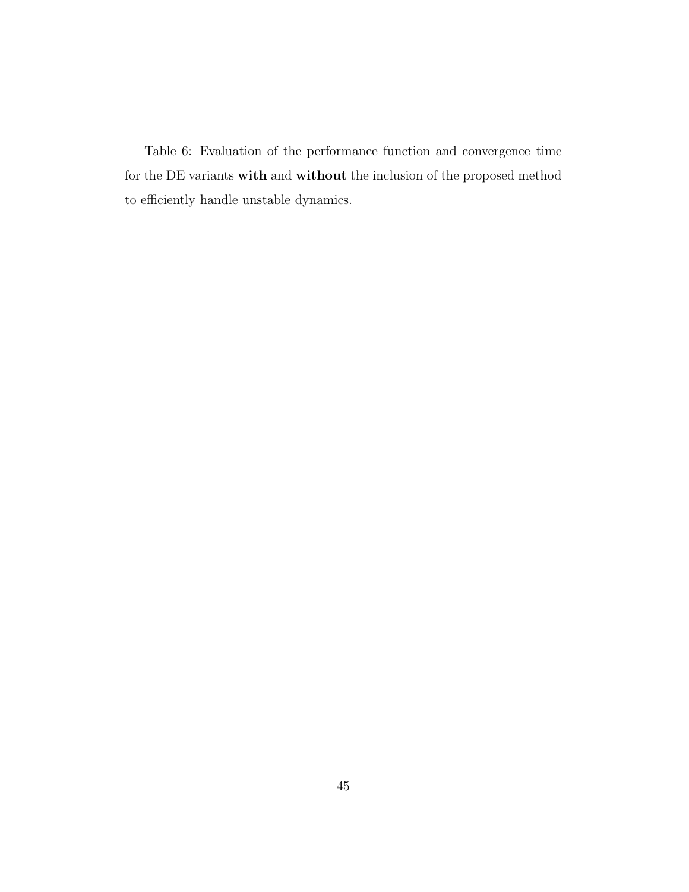Table 6: Evaluation of the performance function and convergence time for the DE variants **with** and **without** the inclusion of the proposed method to efficiently handle unstable dynamics.